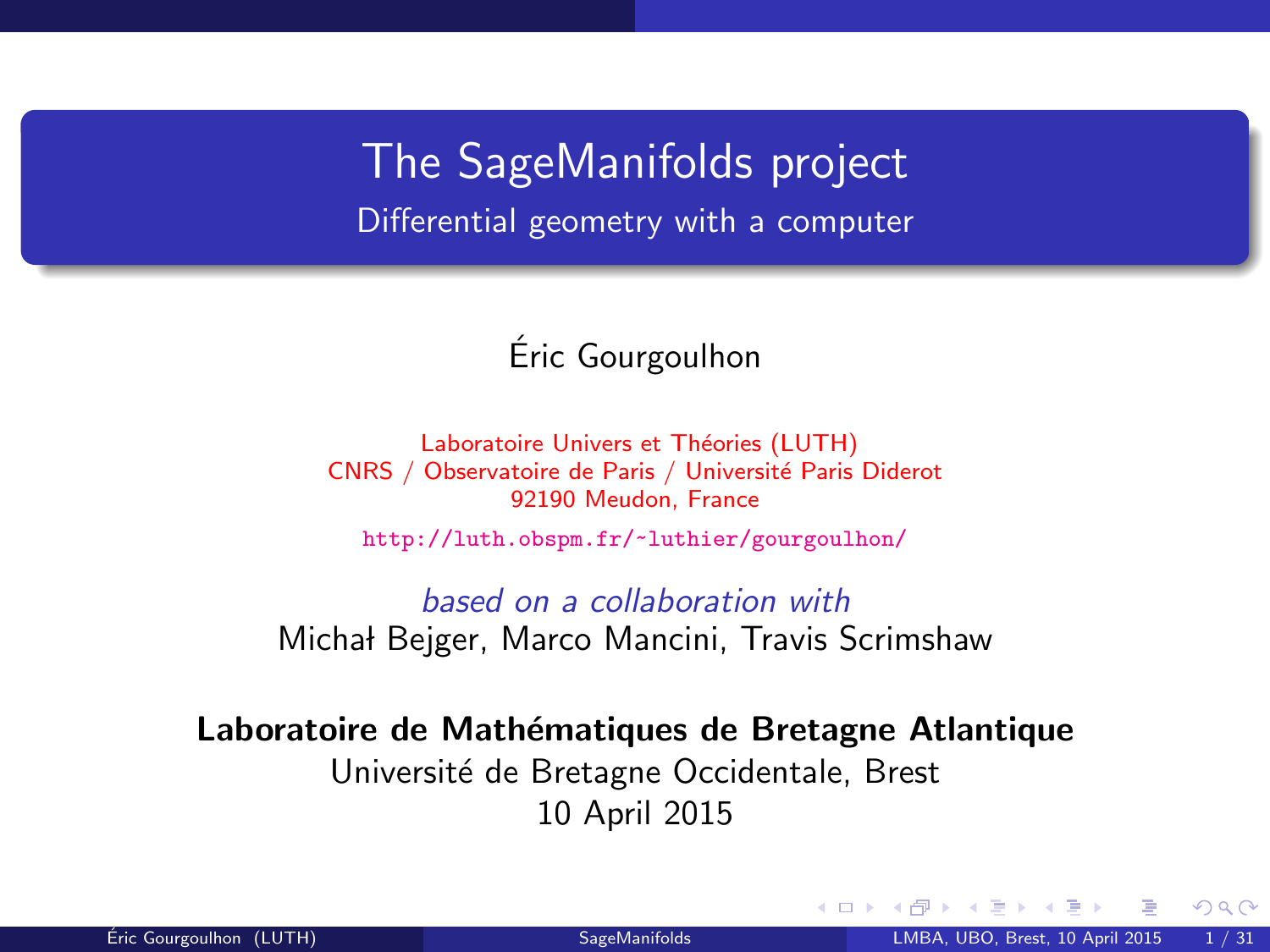# The SageManifolds project

## Differential geometry with a computer

Éric Gourgoulhon

Laboratoire Univers et Théories (LUTH)
CNRS / Observatoire de Paris / Université Paris Diderot
92190 Meudon, France

http://luth.obspm.fr/~luthier/gourgoulhon/

*based on a collaboration with*
Michał Bejger, Marco Mancini, Travis Scrimshaw

**Laboratoire de Mathématiques de Bretagne Atlantique**
Université de Bretagne Occidentale, Brest
10 April 2015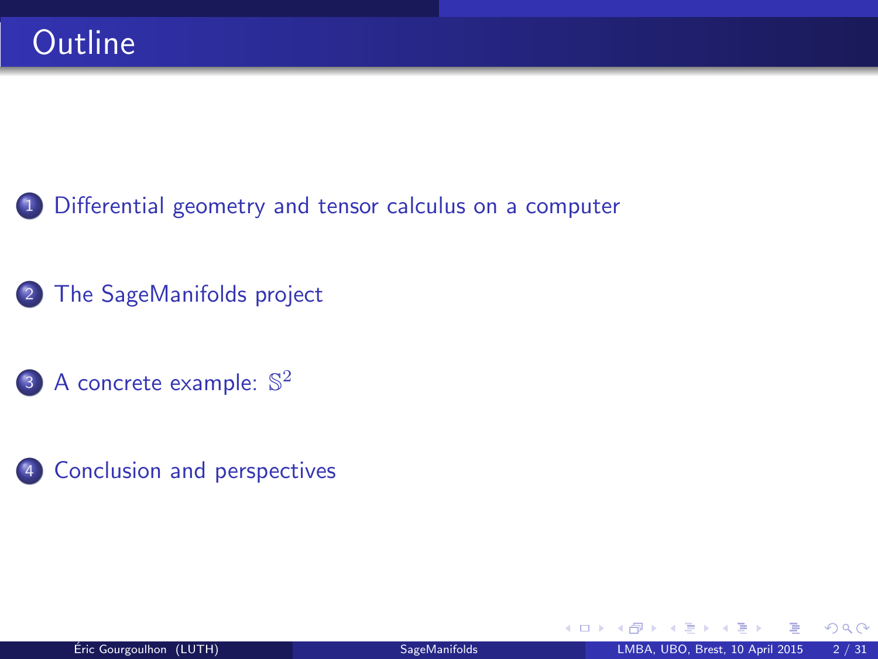# Outline

1. Differential geometry and tensor calculus on a computer

2. The SageManifolds project

3. A concrete example: $\mathbb{S}^2$

4. Conclusion and perspectives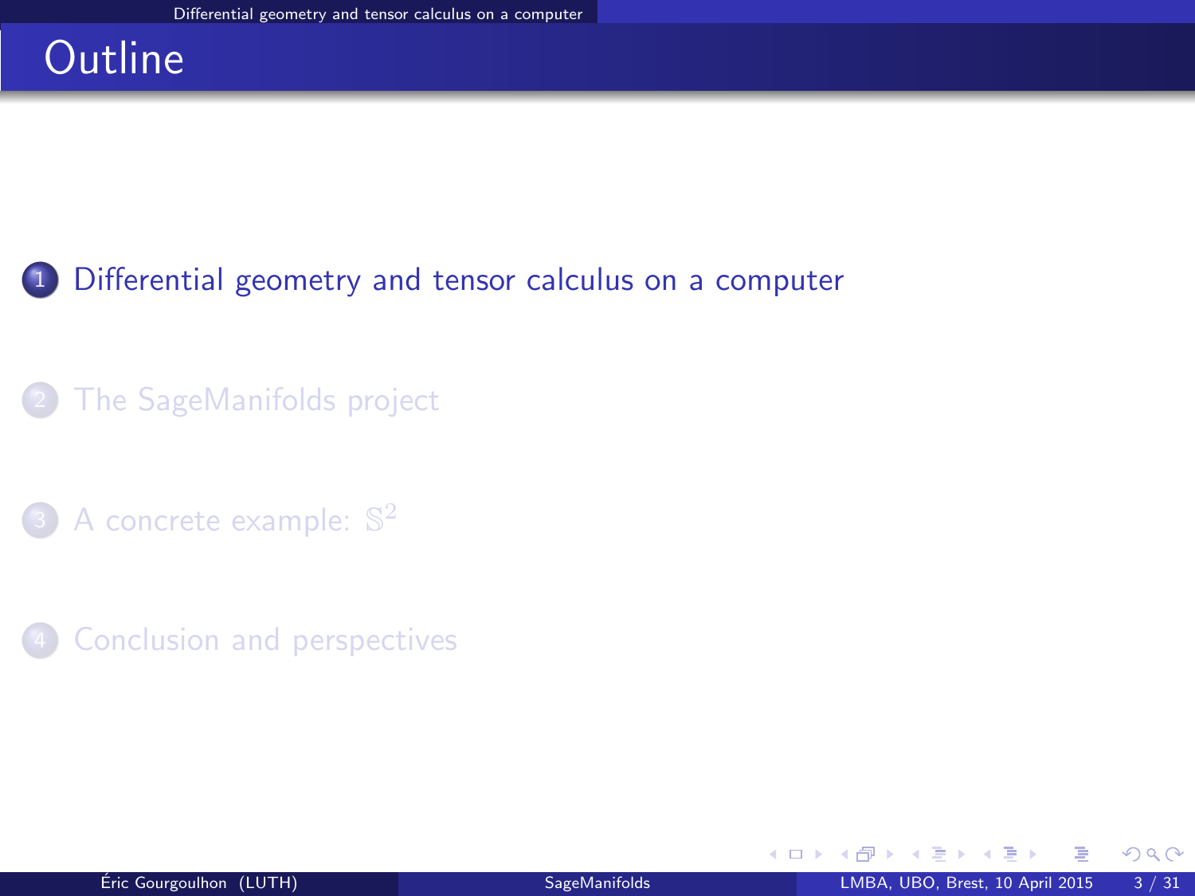# Outline

1. Differential geometry and tensor calculus on a computer
2. The SageManifolds project
3. A concrete example: $\mathbb{S}^2$
4. Conclusion and perspectives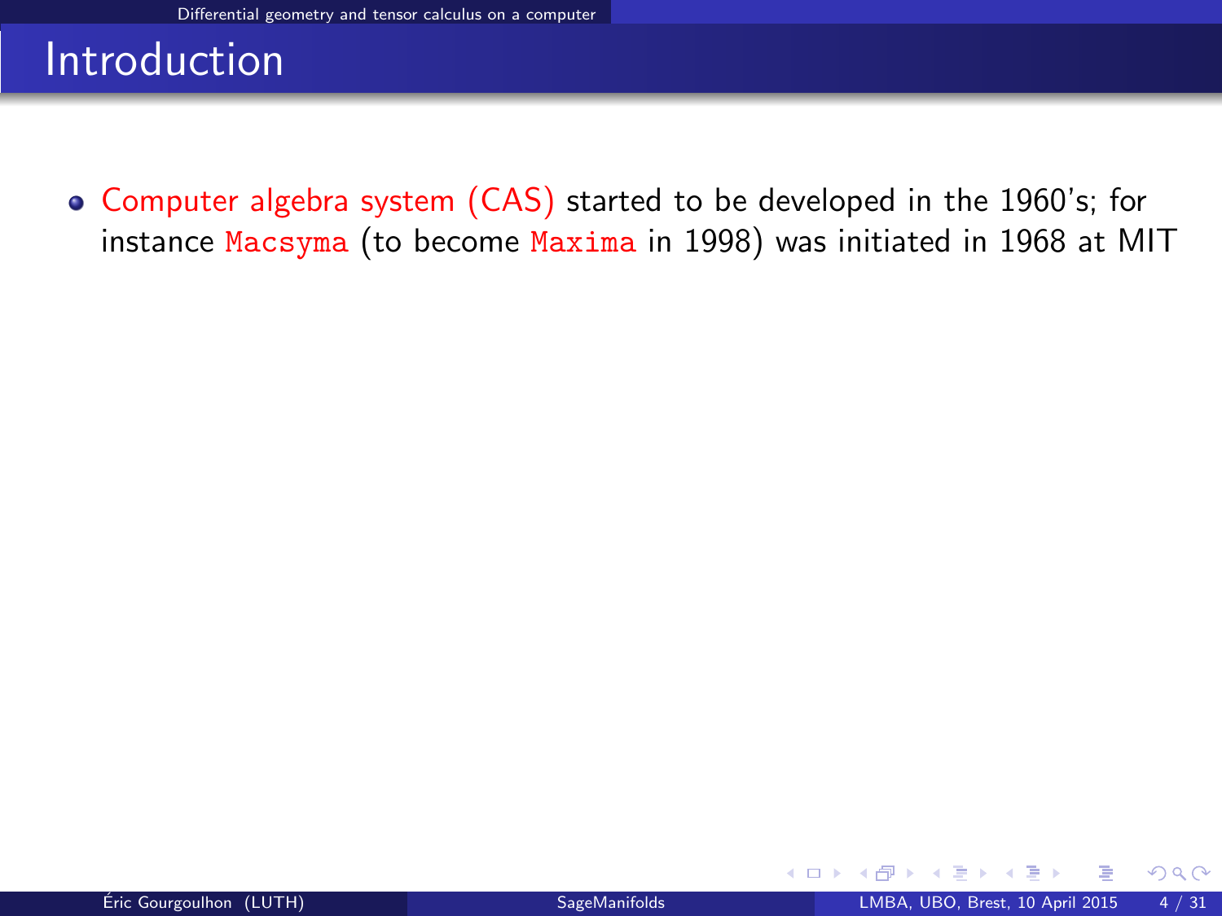# Introduction

- Computer algebra system (CAS) started to be developed in the 1960's; for instance `Macsyma` (to become `Maxima` in 1998) was initiated in 1968 at MIT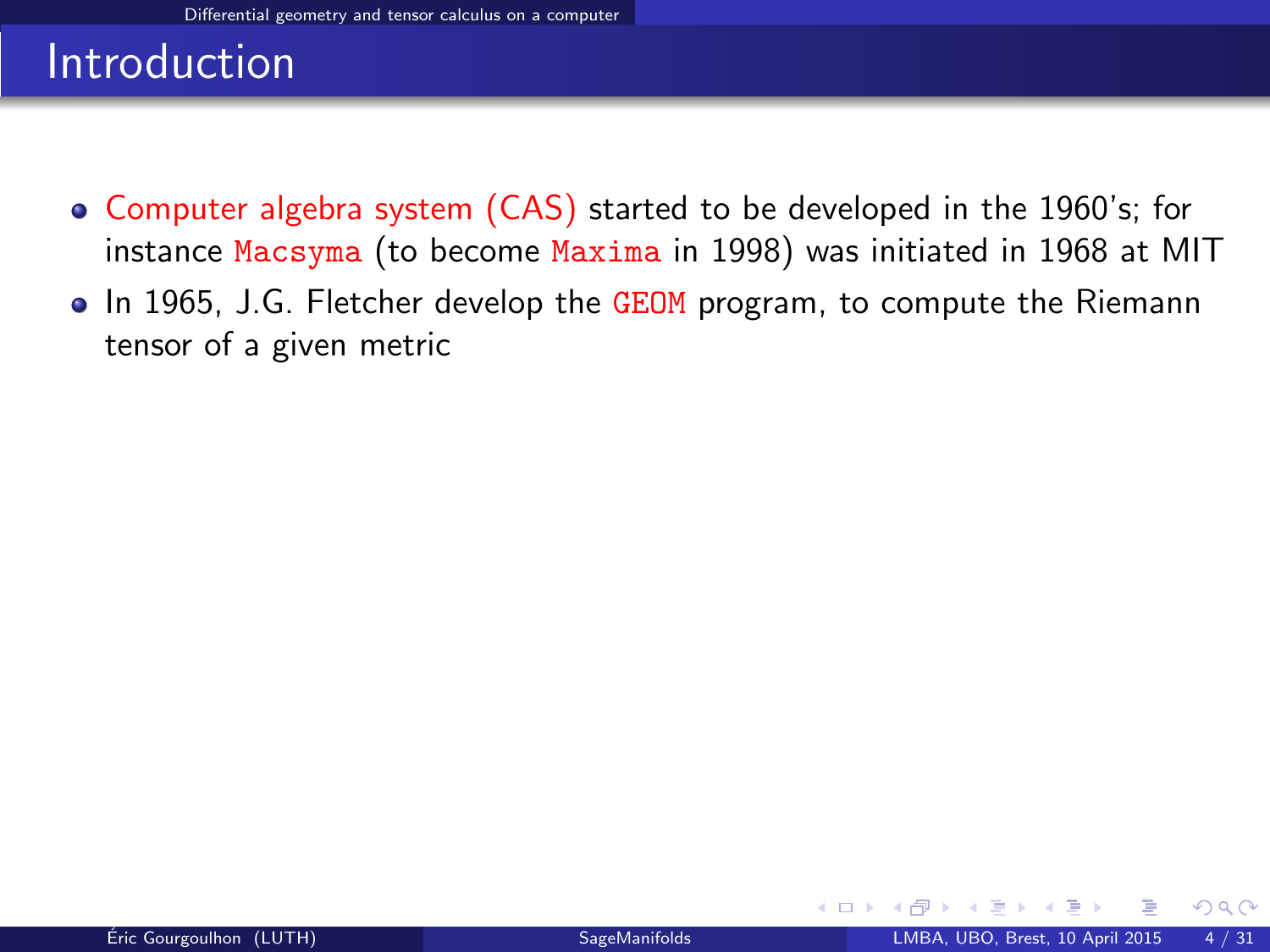# Introduction

- Computer algebra system (CAS) started to be developed in the 1960's; for instance `Macsyma` (to become `Maxima` in 1998) was initiated in 1968 at MIT
- In 1965, J.G. Fletcher develop the `GEOM` program, to compute the Riemann tensor of a given metric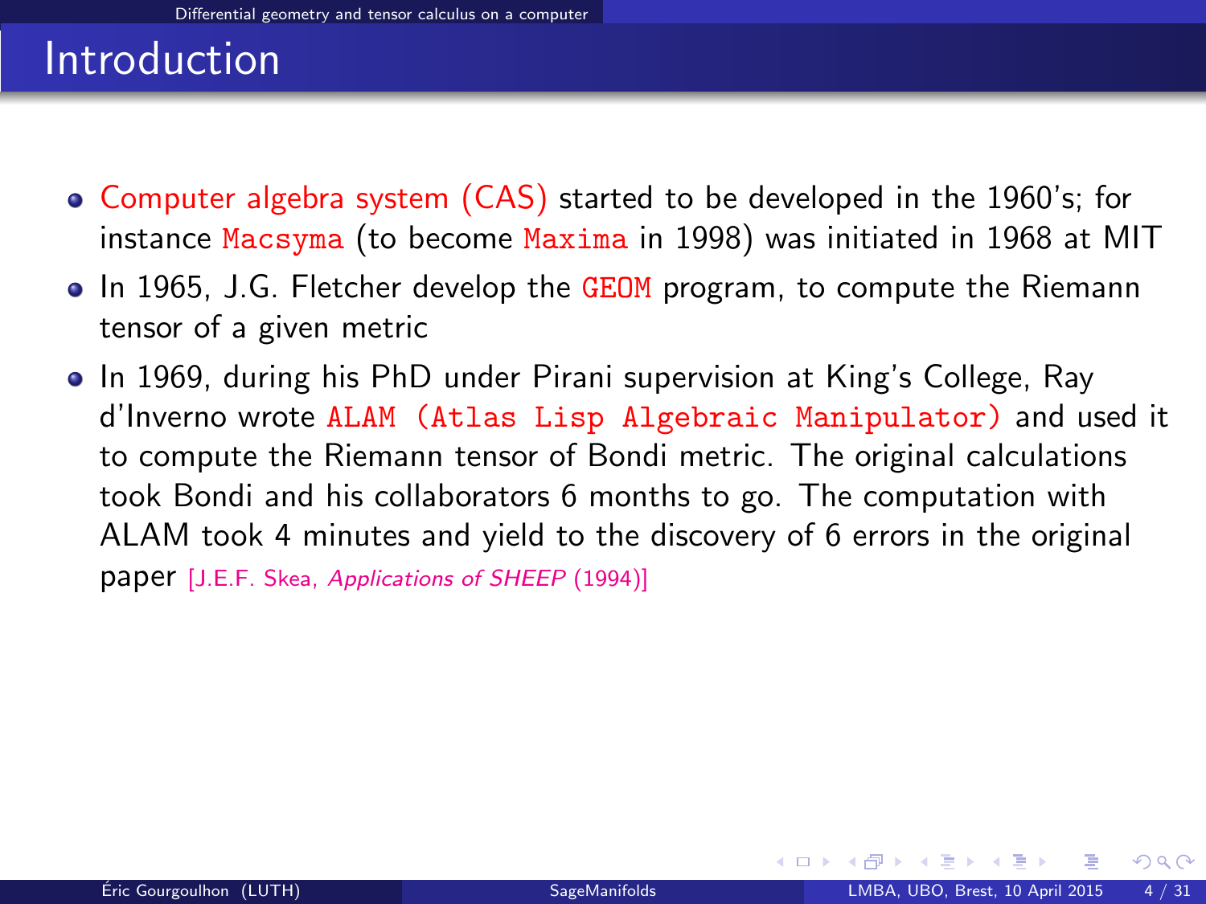# Introduction

- Computer algebra system (CAS) started to be developed in the 1960's; for instance `Macsyma` (to become `Maxima` in 1998) was initiated in 1968 at MIT
- In 1965, J.G. Fletcher develop the `GEOM` program, to compute the Riemann tensor of a given metric
- In 1969, during his PhD under Pirani supervision at King's College, Ray d'Inverno wrote `ALAM (Atlas Lisp Algebraic Manipulator)` and used it to compute the Riemann tensor of Bondi metric. The original calculations took Bondi and his collaborators 6 months to go. The computation with ALAM took 4 minutes and yield to the discovery of 6 errors in the original paper [J.E.F. Skea, *Applications of SHEEP* (1994)]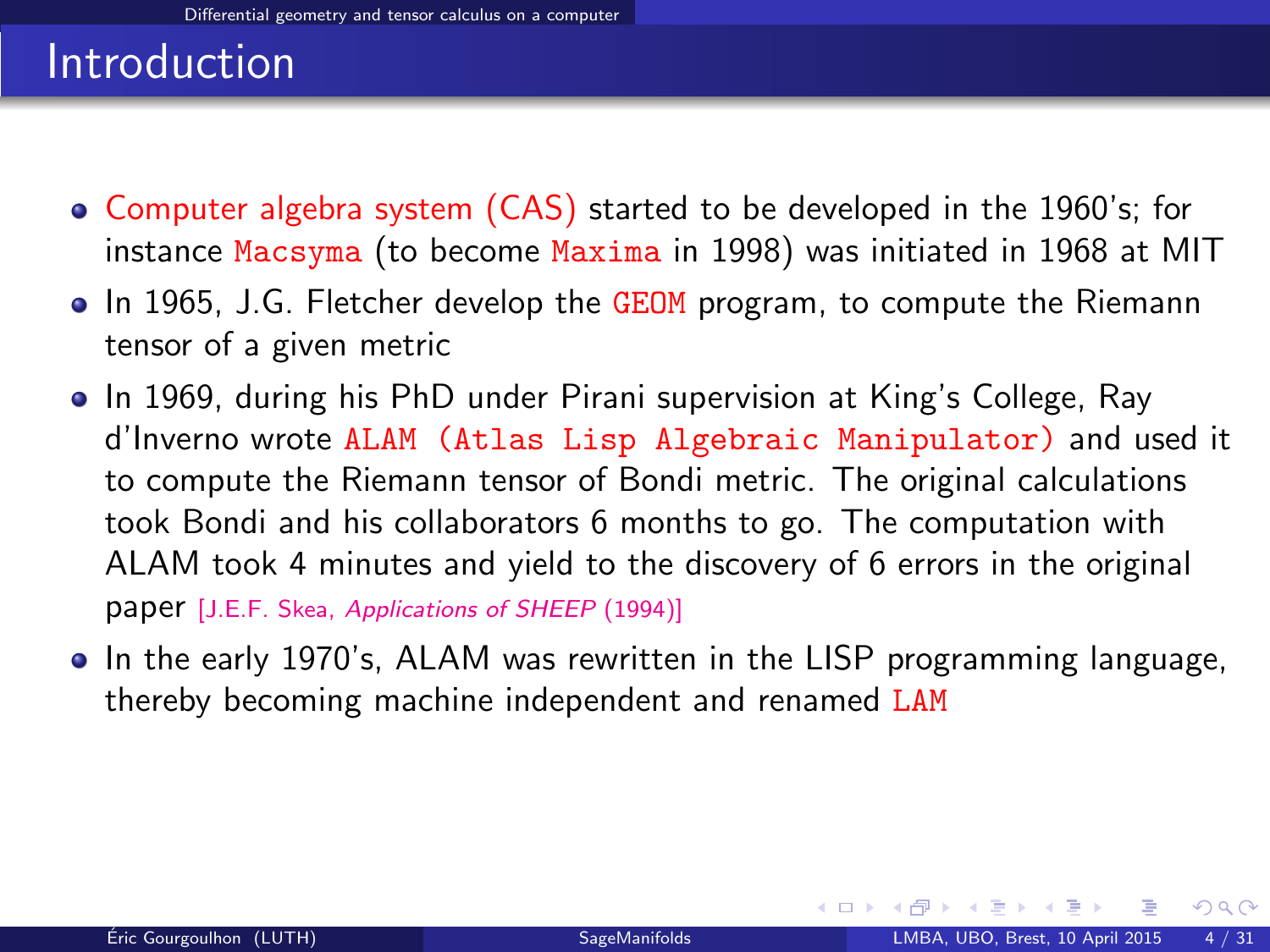# Introduction

- Computer algebra system (CAS) started to be developed in the 1960's; for instance Macsyma (to become Maxima in 1998) was initiated in 1968 at MIT
- In 1965, J.G. Fletcher develop the GEOM program, to compute the Riemann tensor of a given metric
- In 1969, during his PhD under Pirani supervision at King's College, Ray d'Inverno wrote ALAM (Atlas Lisp Algebraic Manipulator) and used it to compute the Riemann tensor of Bondi metric. The original calculations took Bondi and his collaborators 6 months to go. The computation with ALAM took 4 minutes and yield to the discovery of 6 errors in the original paper [J.E.F. Skea, *Applications of SHEEP* (1994)]
- In the early 1970's, ALAM was rewritten in the LISP programming language, thereby becoming machine independent and renamed LAM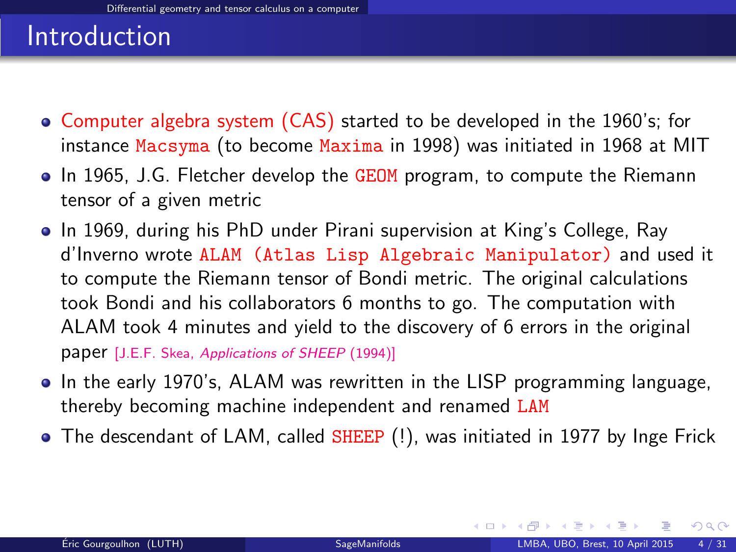# Introduction

- Computer algebra system (CAS) started to be developed in the 1960's; for instance `Macsyma` (to become `Maxima` in 1998) was initiated in 1968 at MIT
- In 1965, J.G. Fletcher develop the `GEOM` program, to compute the Riemann tensor of a given metric
- In 1969, during his PhD under Pirani supervision at King's College, Ray d'Inverno wrote `ALAM (Atlas Lisp Algebraic Manipulator)` and used it to compute the Riemann tensor of Bondi metric. The original calculations took Bondi and his collaborators 6 months to go. The computation with ALAM took 4 minutes and yield to the discovery of 6 errors in the original paper [J.E.F. Skea, *Applications of SHEEP* (1994)]
- In the early 1970's, ALAM was rewritten in the LISP programming language, thereby becoming machine independent and renamed `LAM`
- The descendant of LAM, called `SHEEP` (!), was initiated in 1977 by Inge Frick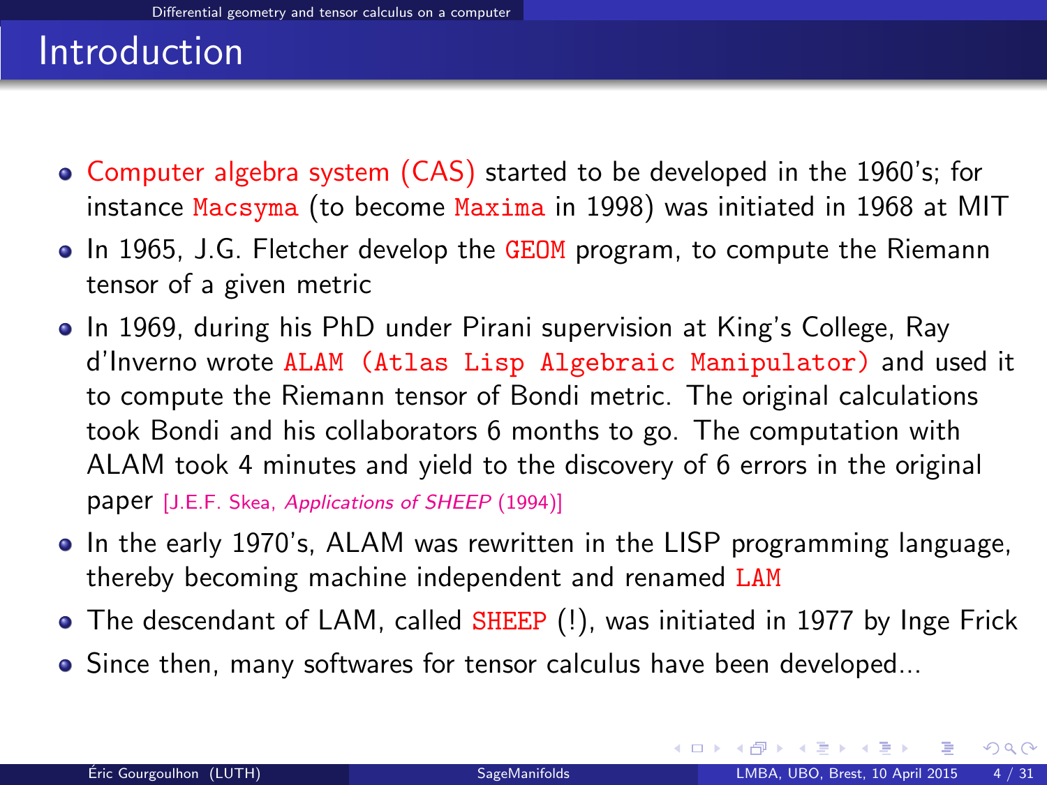# Introduction

- Computer algebra system (CAS) started to be developed in the 1960's; for instance `Macsyma` (to become `Maxima` in 1998) was initiated in 1968 at MIT
- In 1965, J.G. Fletcher develop the `GEOM` program, to compute the Riemann tensor of a given metric
- In 1969, during his PhD under Pirani supervision at King's College, Ray d'Inverno wrote `ALAM (Atlas Lisp Algebraic Manipulator)` and used it to compute the Riemann tensor of Bondi metric. The original calculations took Bondi and his collaborators 6 months to go. The computation with ALAM took 4 minutes and yield to the discovery of 6 errors in the original paper [J.E.F. Skea, *Applications of SHEEP* (1994)]
- In the early 1970's, ALAM was rewritten in the LISP programming language, thereby becoming machine independent and renamed `LAM`
- The descendant of LAM, called `SHEEP` (!), was initiated in 1977 by Inge Frick
- Since then, many softwares for tensor calculus have been developed...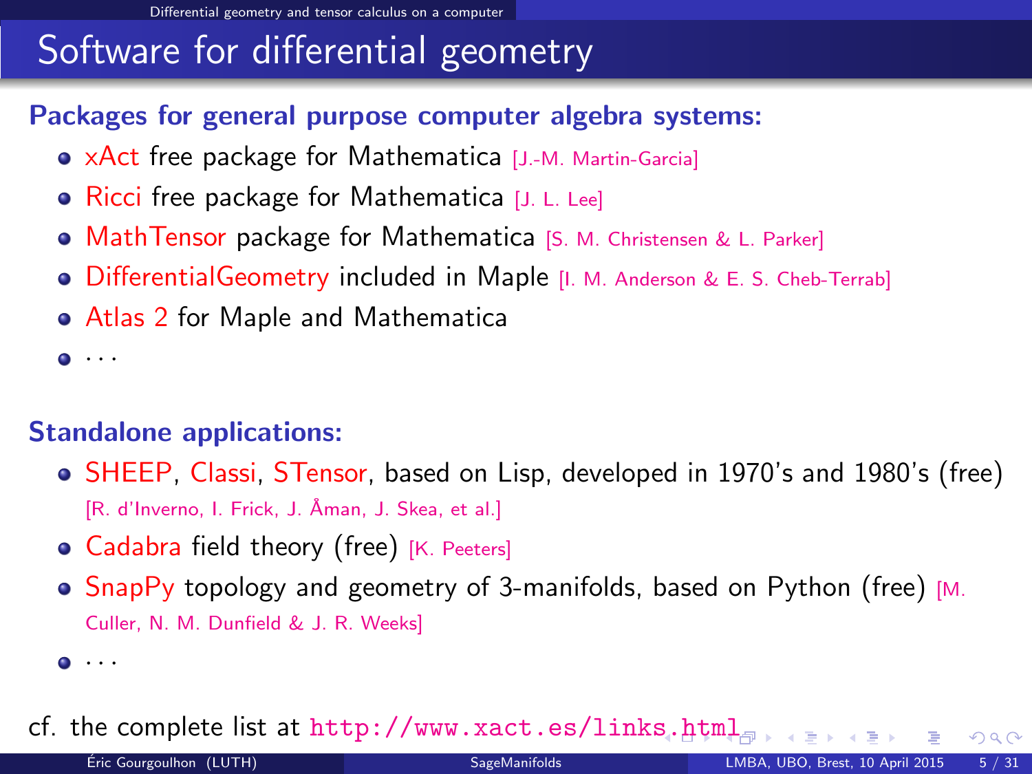# Software for differential geometry

**Packages for general purpose computer algebra systems:**

- xAct free package for Mathematica [J.-M. Martin-Garcia]
- Ricci free package for Mathematica [J. L. Lee]
- MathTensor package for Mathematica [S. M. Christensen & L. Parker]
- DifferentialGeometry included in Maple [I. M. Anderson & E. S. Cheb-Terrab]
- Atlas 2 for Maple and Mathematica
- ...

**Standalone applications:**

- SHEEP, Classi, STensor, based on Lisp, developed in 1970's and 1980's (free) [R. d'Inverno, I. Frick, J. Åman, J. Skea, et al.]
- Cadabra field theory (free) [K. Peeters]
- SnapPy topology and geometry of 3-manifolds, based on Python (free) [M. Culler, N. M. Dunfield & J. R. Weeks]
- ...

cf. the complete list at `http://www.xact.es/links.html`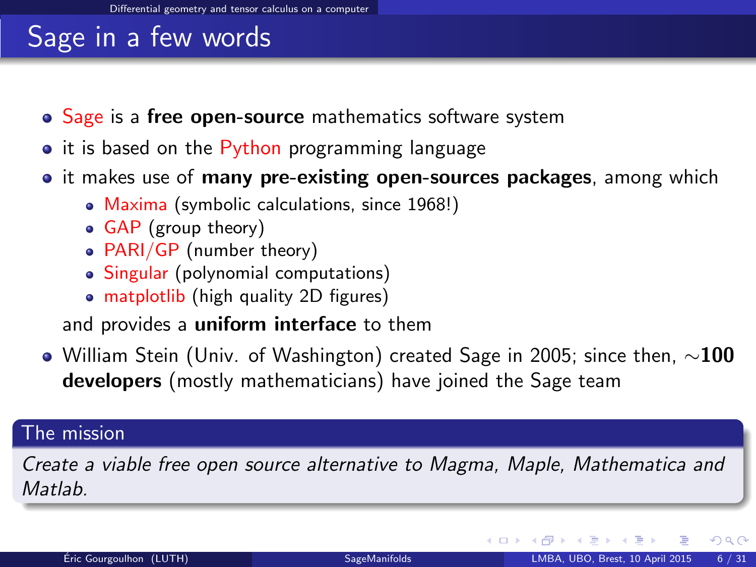# Sage in a few words

- Sage is a **free open-source** mathematics software system
- it is based on the Python programming language
- it makes use of **many pre-existing open-sources packages**, among which
  - Maxima (symbolic calculations, since 1968!)
  - GAP (group theory)
  - PARI/GP (number theory)
  - Singular (polynomial computations)
  - matplotlib (high quality 2D figures)

  and provides a **uniform interface** to them
- William Stein (Univ. of Washington) created Sage in 2005; since then, $\sim$**100 developers** (mostly mathematicians) have joined the Sage team

**The mission**

*Create a viable free open source alternative to Magma, Maple, Mathematica and Matlab.*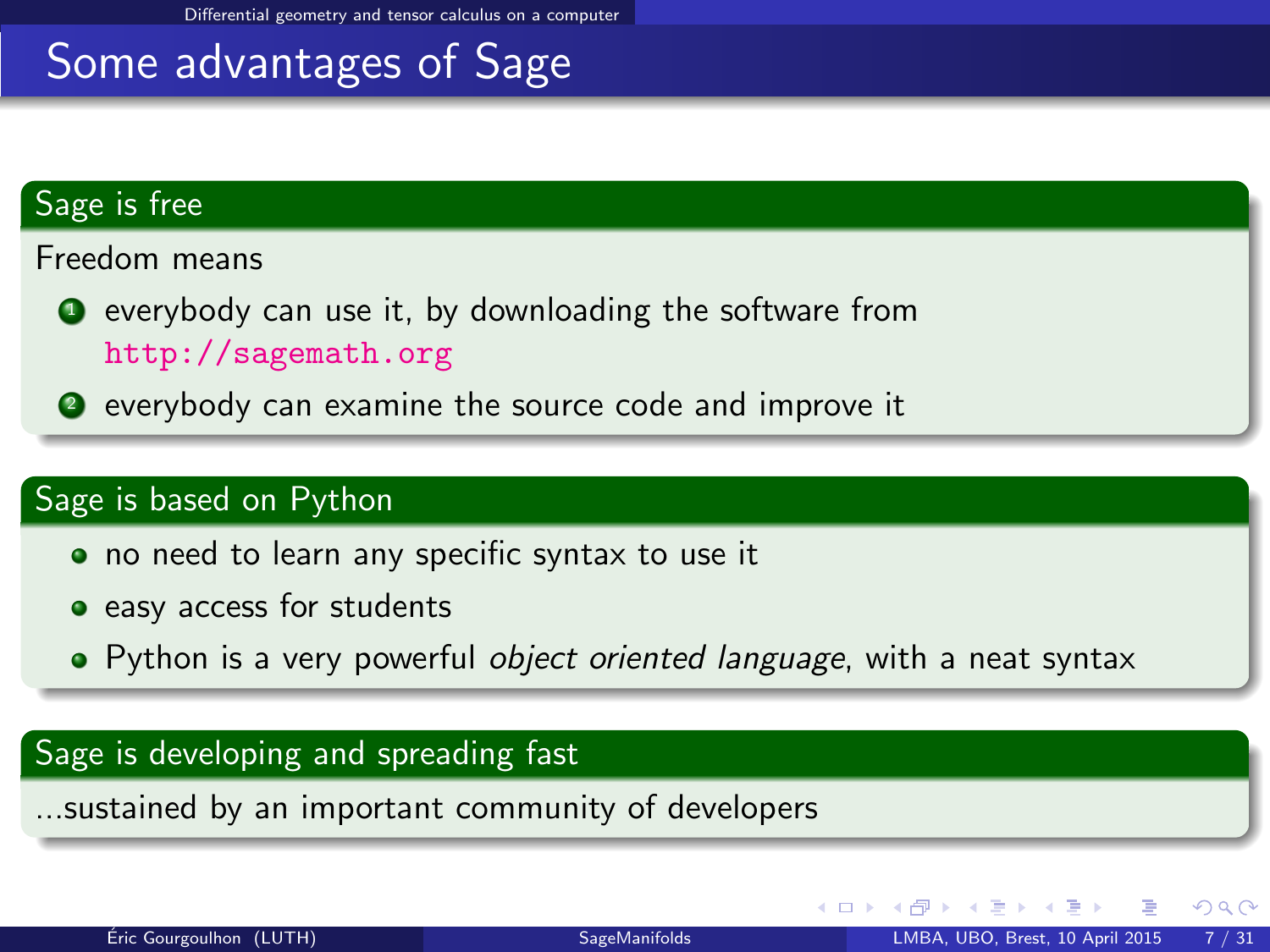# Some advantages of Sage

## Sage is free

Freedom means

1. everybody can use it, by downloading the software from http://sagemath.org
2. everybody can examine the source code and improve it

## Sage is based on Python

- no need to learn any specific syntax to use it
- easy access for students
- Python is a very powerful *object oriented language*, with a neat syntax

## Sage is developing and spreading fast

...sustained by an important community of developers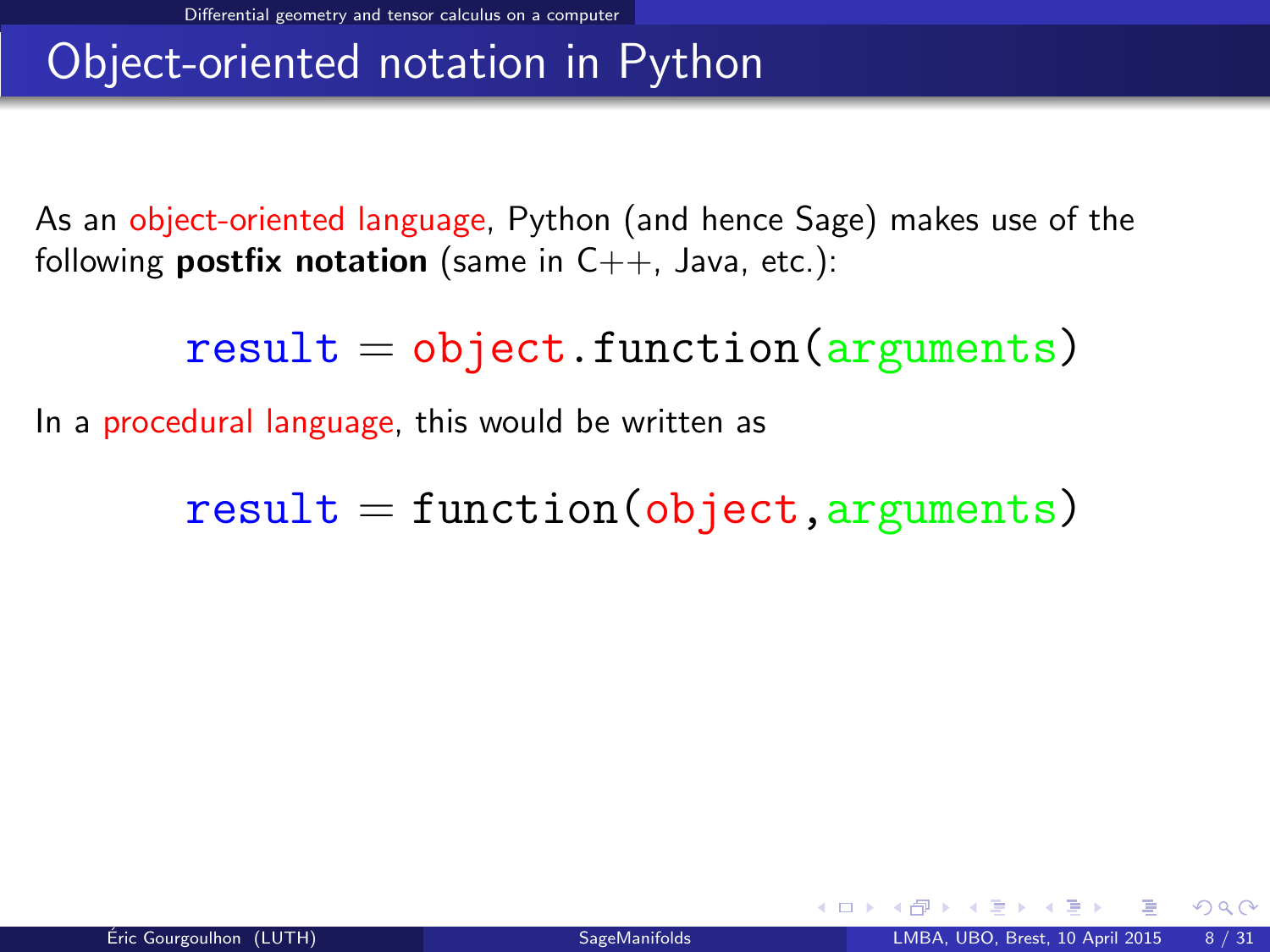# Object-oriented notation in Python

As an object-oriented language, Python (and hence Sage) makes use of the following **postfix notation** (same in C++, Java, etc.):

```
result = object.function(arguments)
```

In a procedural language, this would be written as

```
result = function(object,arguments)
```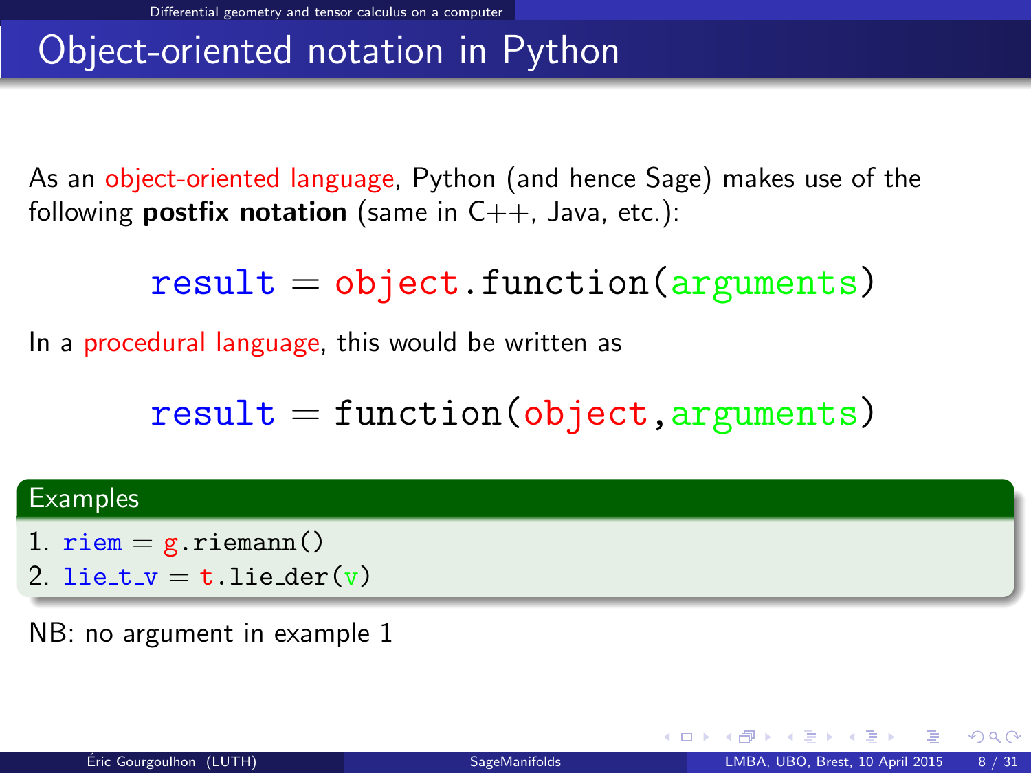# Object-oriented notation in Python

As an object-oriented language, Python (and hence Sage) makes use of the following **postfix notation** (same in C++, Java, etc.):

```
result = object.function(arguments)
```

In a procedural language, this would be written as

```
result = function(object,arguments)
```

**Examples**

1. `riem = g.riemann()`
2. `lie_t_v = t.lie_der(v)`

NB: no argument in example 1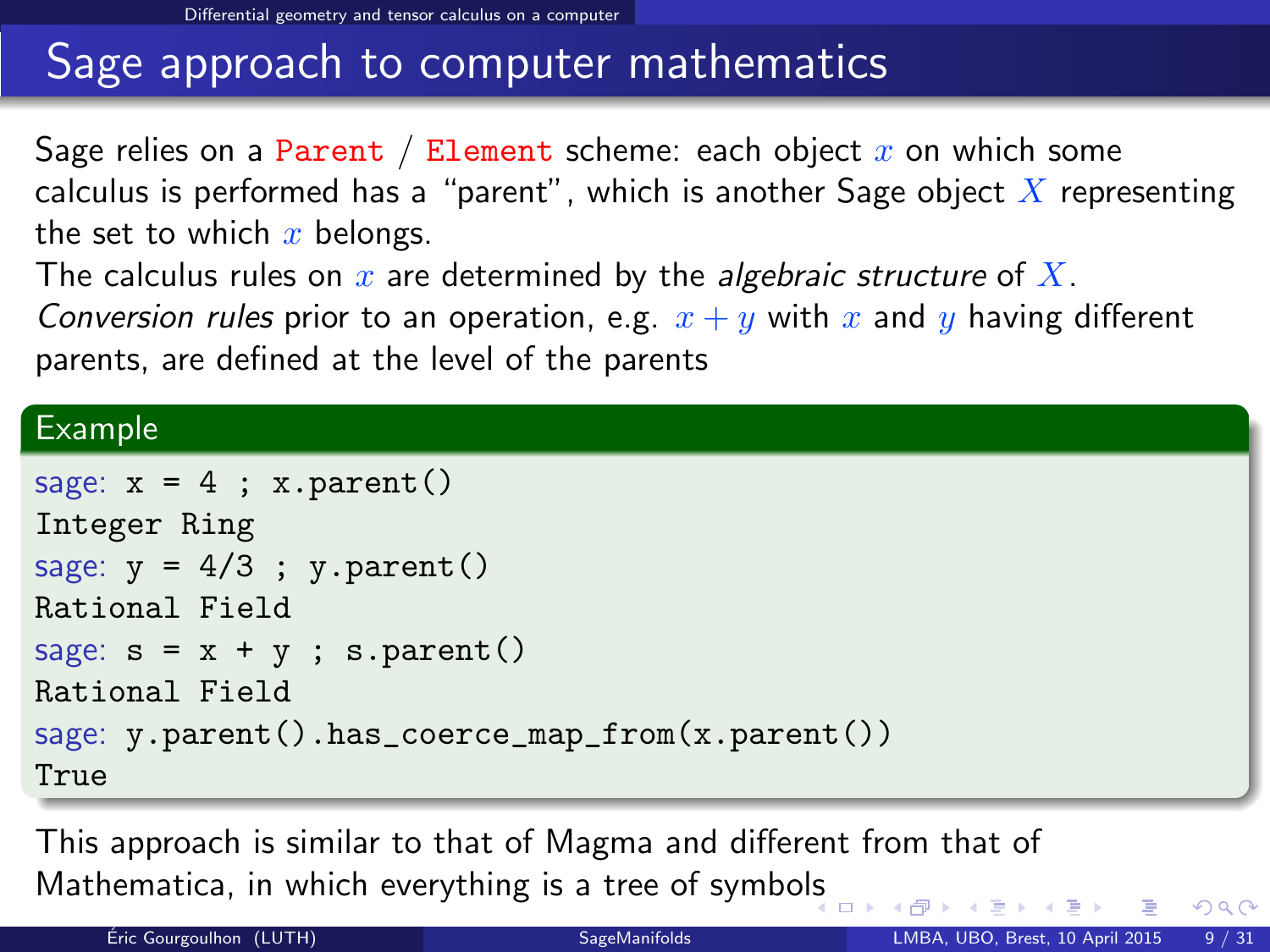# Sage approach to computer mathematics

Sage relies on a `Parent` / `Element` scheme: each object $x$ on which some calculus is performed has a "parent", which is another Sage object $X$ representing the set to which $x$ belongs.

The calculus rules on $x$ are determined by the *algebraic structure* of $X$.

*Conversion rules* prior to an operation, e.g. $x + y$ with $x$ and $y$ having different parents, are defined at the level of the parents

**Example**

```
sage: x = 4 ; x.parent()
Integer Ring
sage: y = 4/3 ; y.parent()
Rational Field
sage: s = x + y ; s.parent()
Rational Field
sage: y.parent().has_coerce_map_from(x.parent())
True
```

This approach is similar to that of Magma and different from that of Mathematica, in which everything is a tree of symbols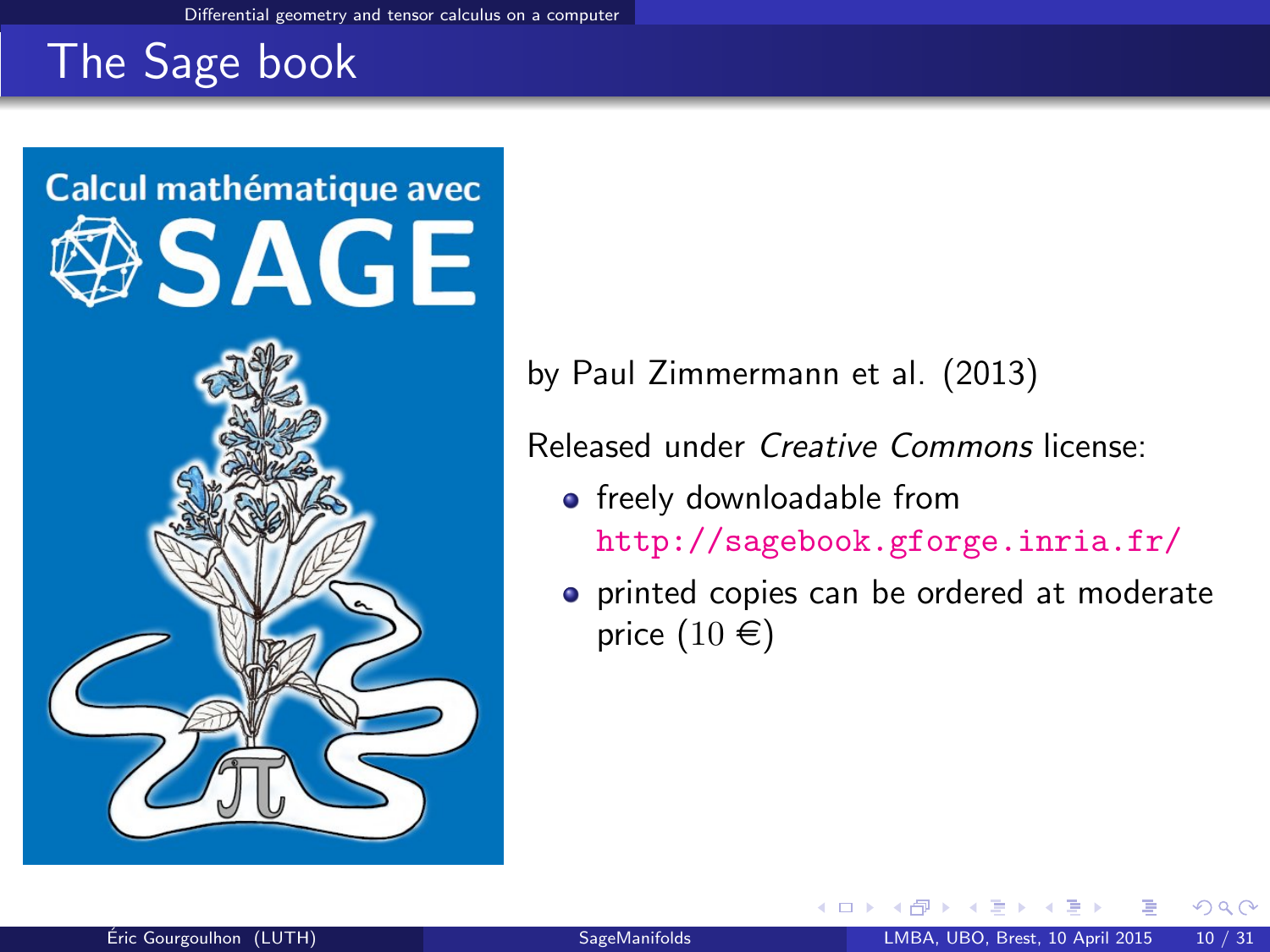# The Sage book

by Paul Zimmermann et al. (2013)

Released under *Creative Commons* license:

- freely downloadable from http://sagebook.gforge.inria.fr/
- printed copies can be ordered at moderate price (10 €)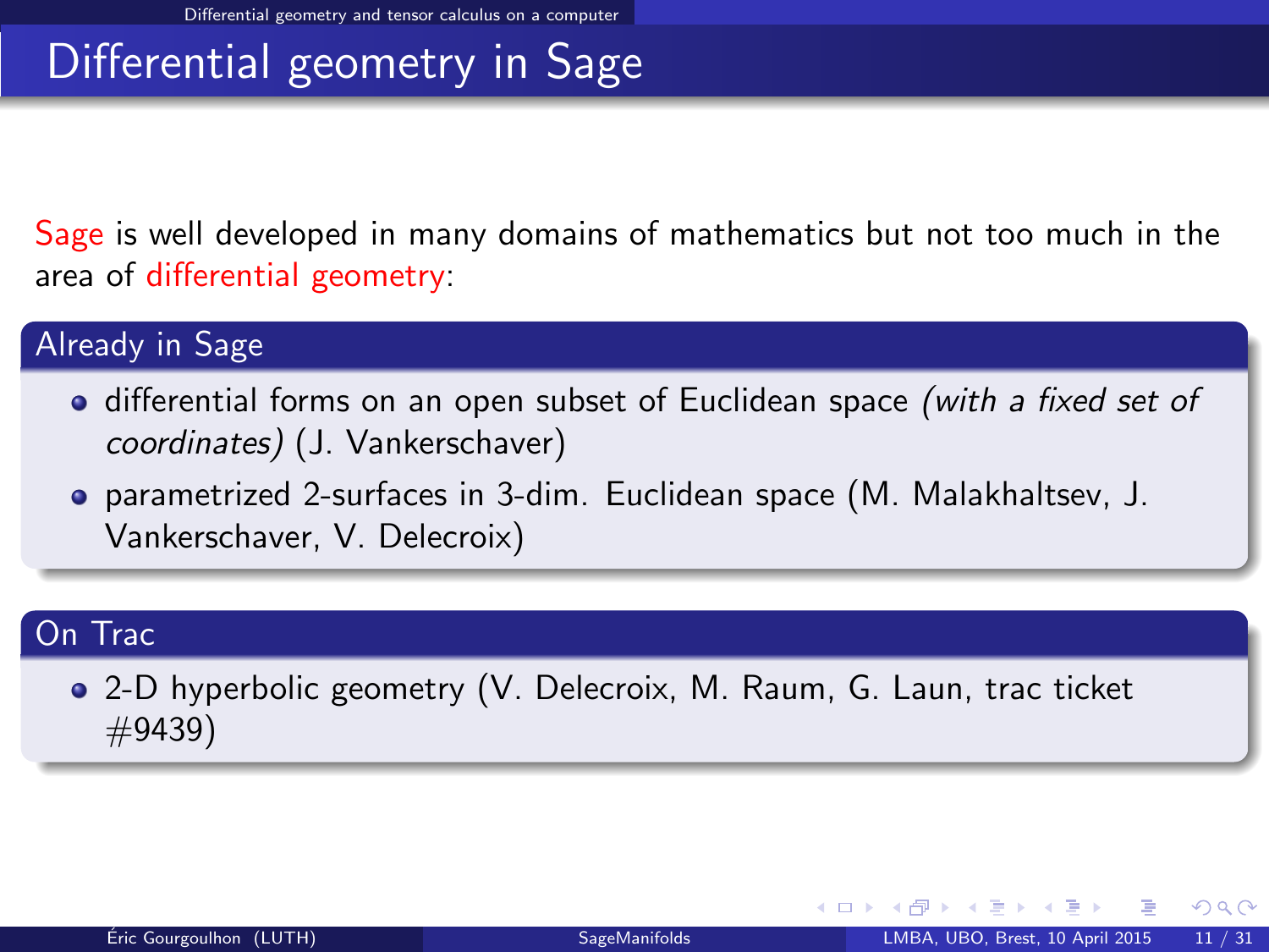# Differential geometry in Sage

Sage is well developed in many domains of mathematics but not too much in the area of differential geometry:

## Already in Sage

- differential forms on an open subset of Euclidean space *(with a fixed set of coordinates)* (J. Vankerschaver)
- parametrized 2-surfaces in 3-dim. Euclidean space (M. Malakhaltsev, J. Vankerschaver, V. Delecroix)

## On Trac

- 2-D hyperbolic geometry (V. Delecroix, M. Raum, G. Laun, trac ticket #9439)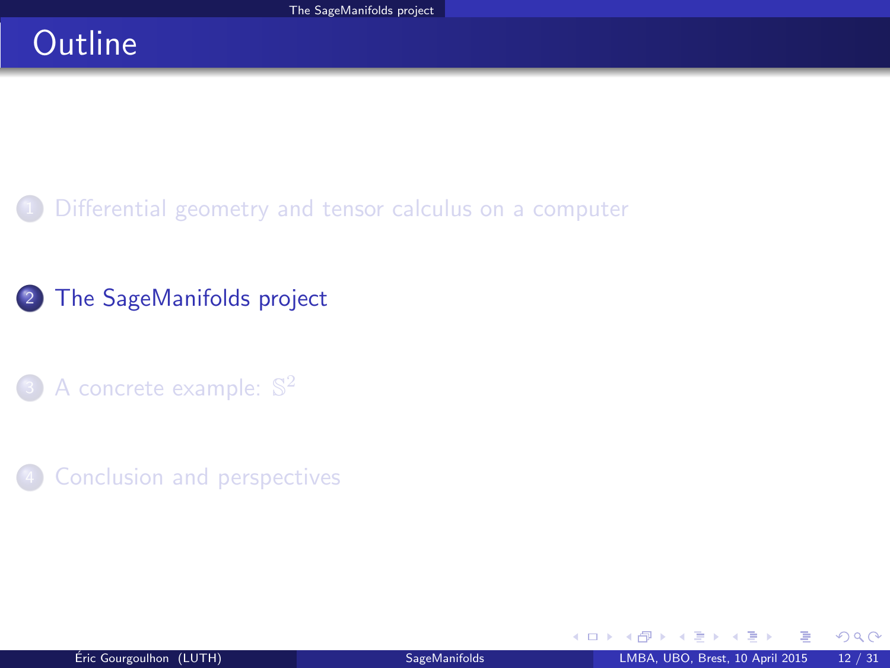# Outline

1. Differential geometry and tensor calculus on a computer
2. The SageManifolds project
3. A concrete example: $\mathbb{S}^2$
4. Conclusion and perspectives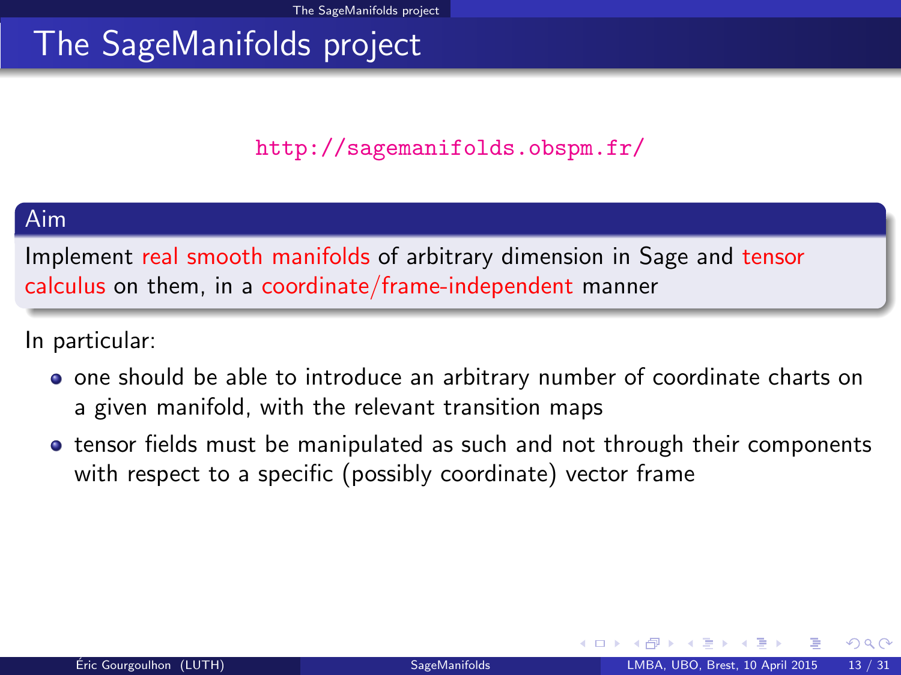# The SageManifolds project

http://sagemanifolds.obspm.fr/

**Aim**

Implement real smooth manifolds of arbitrary dimension in Sage and tensor calculus on them, in a coordinate/frame-independent manner

In particular:

- one should be able to introduce an arbitrary number of coordinate charts on a given manifold, with the relevant transition maps
- tensor fields must be manipulated as such and not through their components with respect to a specific (possibly coordinate) vector frame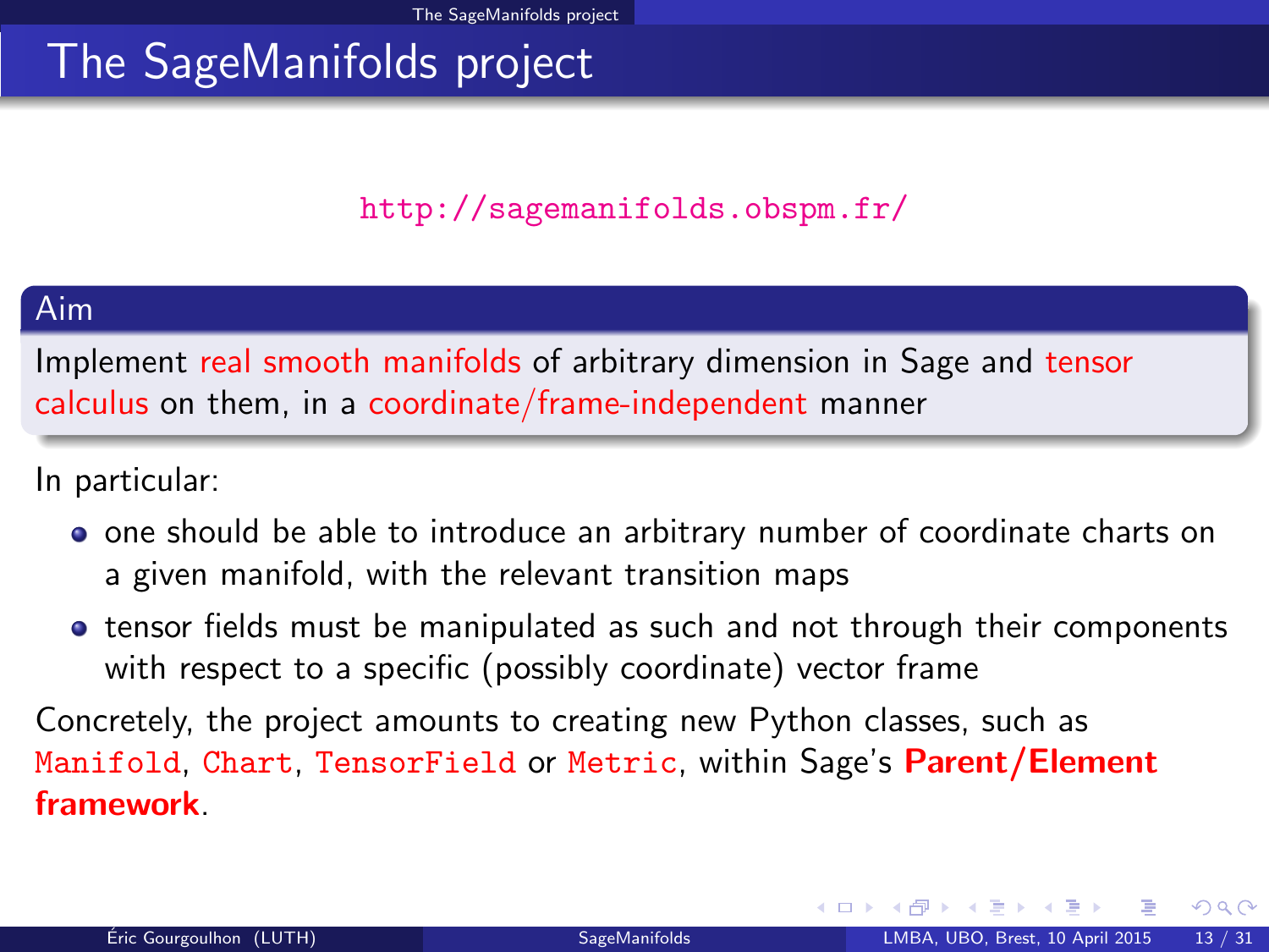# The SageManifolds project

http://sagemanifolds.obspm.fr/

**Aim**

Implement real smooth manifolds of arbitrary dimension in Sage and tensor calculus on them, in a coordinate/frame-independent manner

In particular:

- one should be able to introduce an arbitrary number of coordinate charts on a given manifold, with the relevant transition maps
- tensor fields must be manipulated as such and not through their components with respect to a specific (possibly coordinate) vector frame

Concretely, the project amounts to creating new Python classes, such as `Manifold`, `Chart`, `TensorField` or `Metric`, within Sage's **Parent/Element framework**.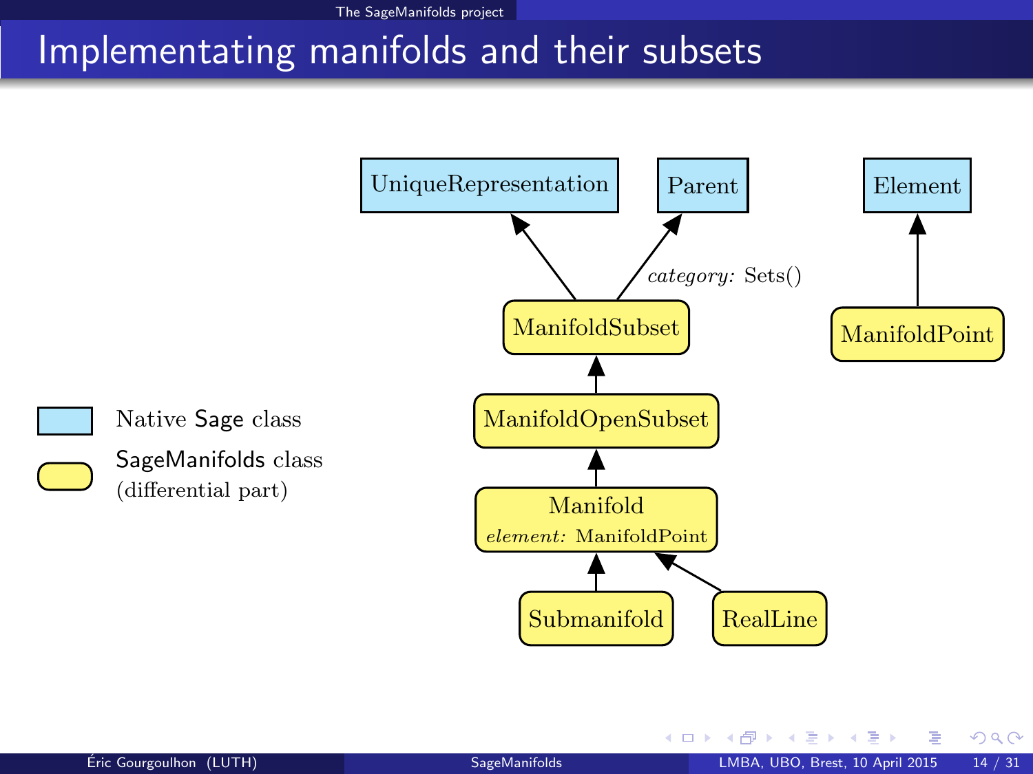# Implementating manifolds and their subsets

UniqueRepresentation

Parent

Element

*category:* Sets()

ManifoldSubset

ManifoldPoint

ManifoldOpenSubset

Manifold
*element:* ManifoldPoint

Submanifold

RealLine

Native Sage class

SageManifolds class (differential part)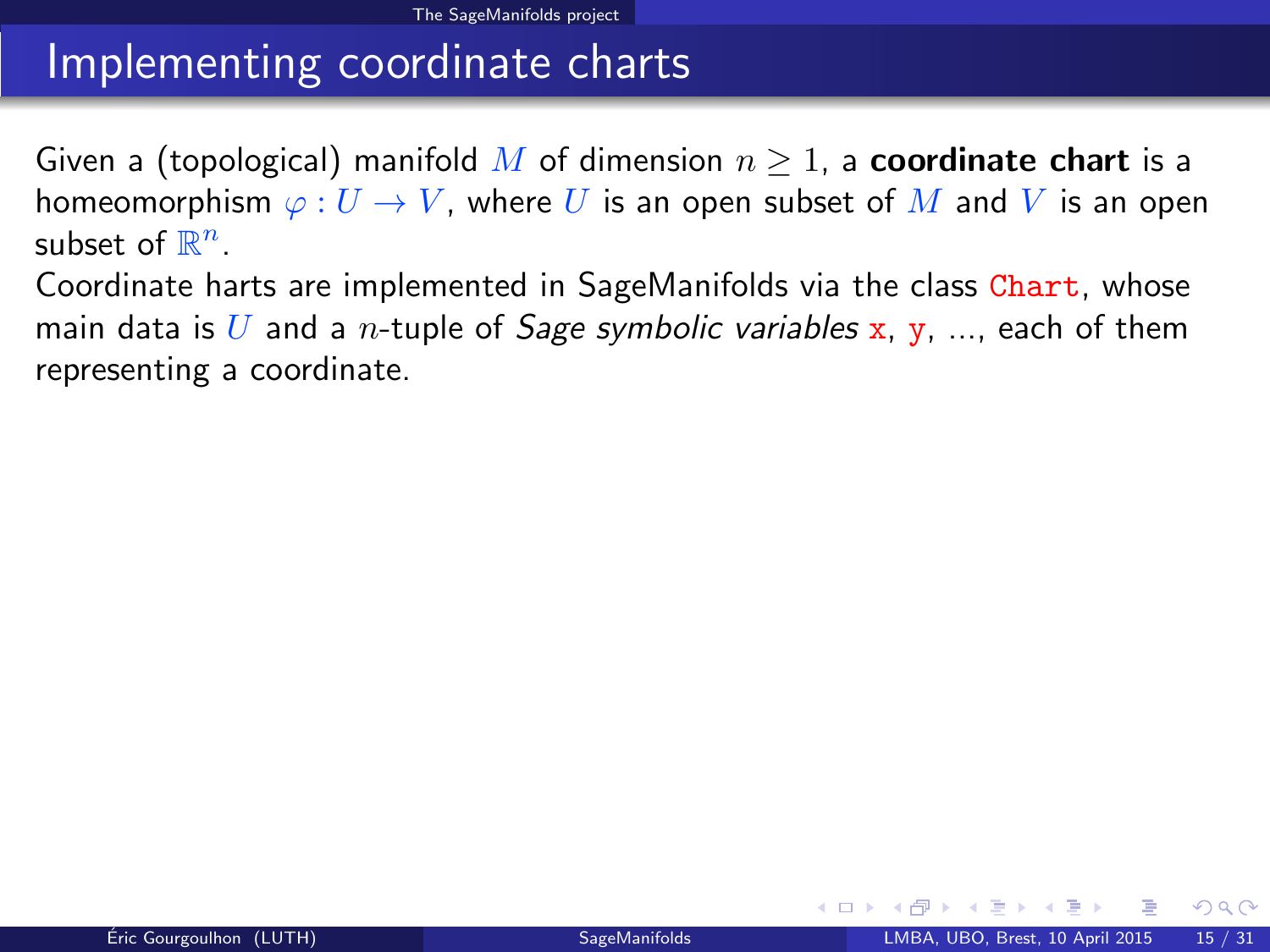# Implementing coordinate charts

Given a (topological) manifold $M$ of dimension $n \geq 1$, a **coordinate chart** is a homeomorphism $\varphi : U \to V$, where $U$ is an open subset of $M$ and $V$ is an open subset of $\mathbb{R}^n$.

Coordinate harts are implemented in SageManifolds via the class `Chart`, whose main data is $U$ and a $n$-tuple of *Sage symbolic variables* `x`, `y`, ..., each of them representing a coordinate.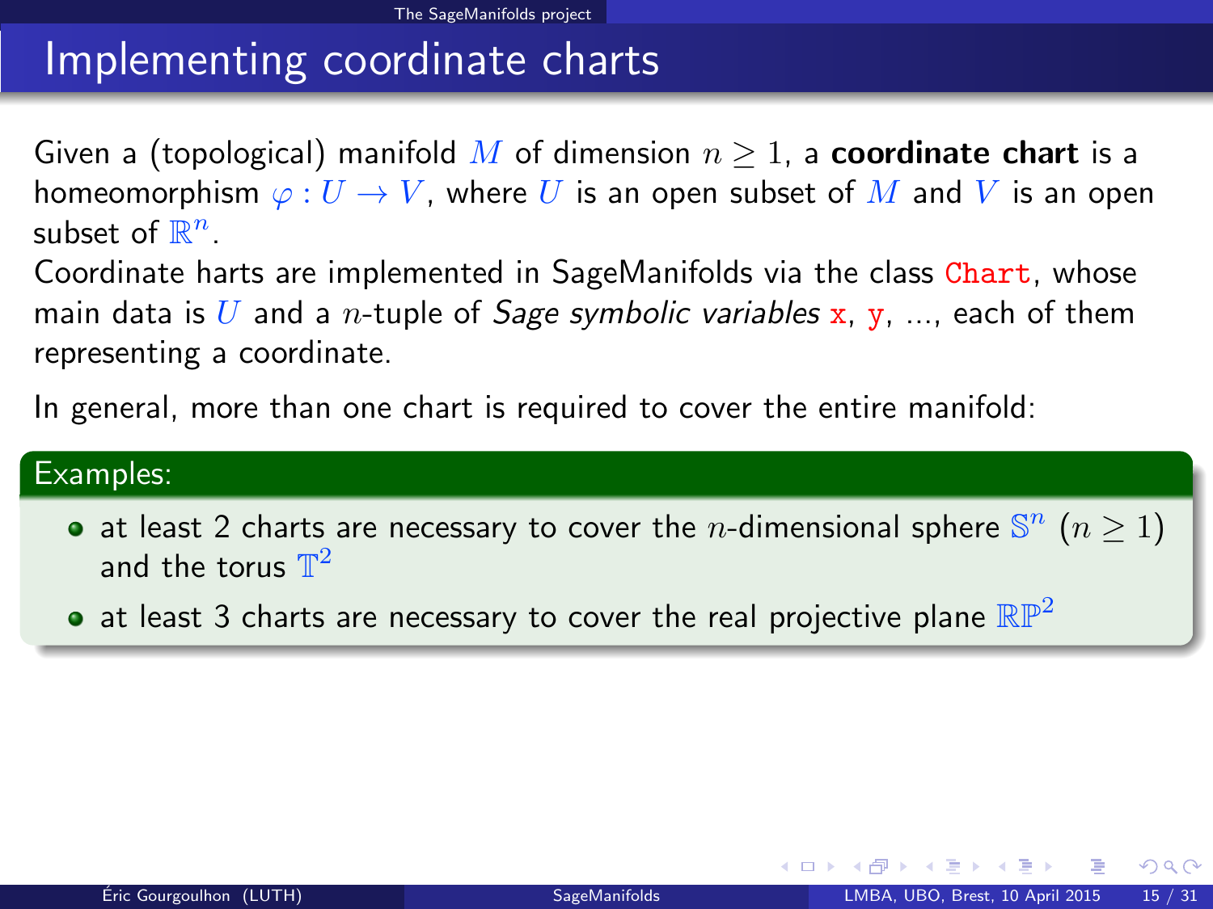# Implementing coordinate charts

Given a (topological) manifold $M$ of dimension $n \geq 1$, a **coordinate chart** is a homeomorphism $\varphi : U \to V$, where $U$ is an open subset of $M$ and $V$ is an open subset of $\mathbb{R}^n$.

Coordinate harts are implemented in SageManifolds via the class `Chart`, whose main data is $U$ and a $n$-tuple of *Sage symbolic variables* `x`, `y`, ..., each of them representing a coordinate.

In general, more than one chart is required to cover the entire manifold:

**Examples:**

- at least 2 charts are necessary to cover the $n$-dimensional sphere $\mathbb{S}^n$ $(n \geq 1)$ and the torus $\mathbb{T}^2$
- at least 3 charts are necessary to cover the real projective plane $\mathbb{RP}^2$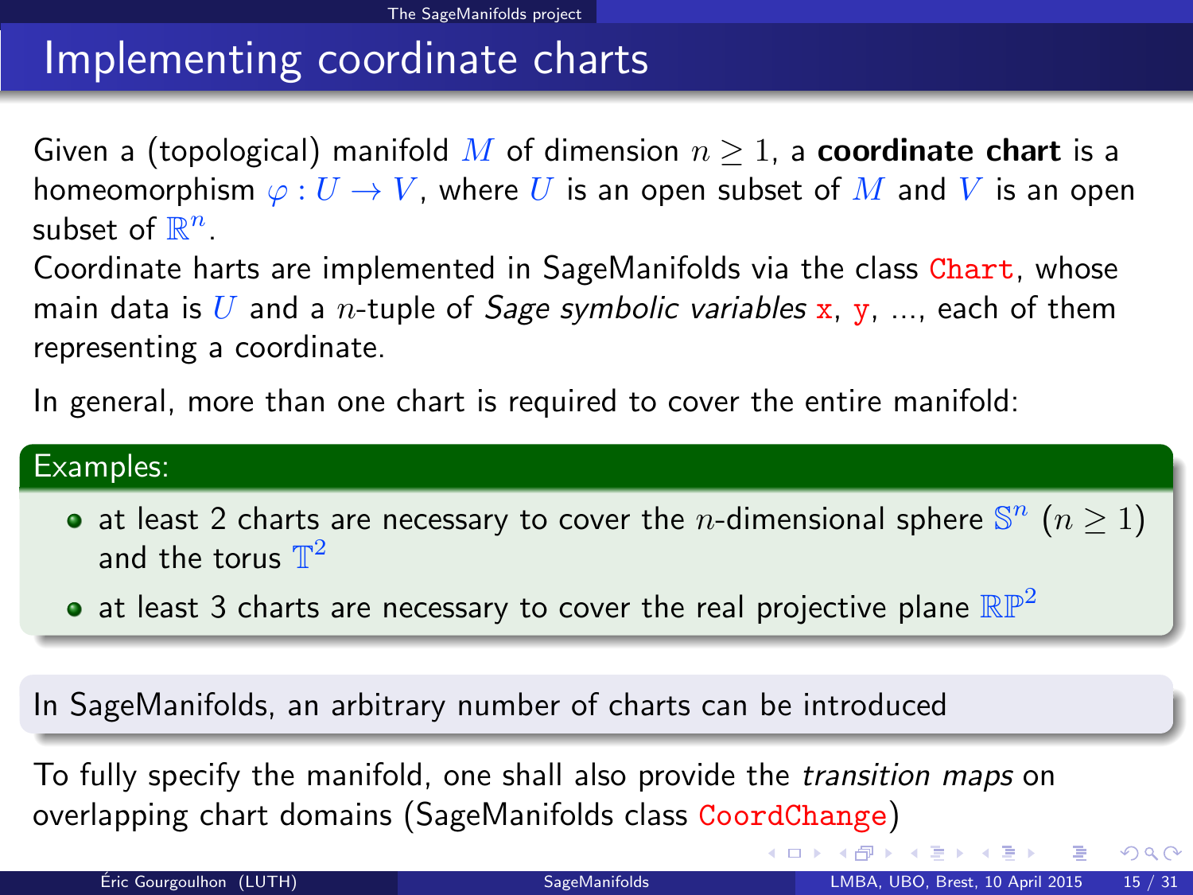# Implementing coordinate charts

Given a (topological) manifold $M$ of dimension $n \geq 1$, a **coordinate chart** is a homeomorphism $\varphi : U \to V$, where $U$ is an open subset of $M$ and $V$ is an open subset of $\mathbb{R}^n$.

Coordinate harts are implemented in SageManifolds via the class `Chart`, whose main data is $U$ and a $n$-tuple of *Sage symbolic variables* `x`, `y`, ..., each of them representing a coordinate.

In general, more than one chart is required to cover the entire manifold:

**Examples:**

- at least 2 charts are necessary to cover the $n$-dimensional sphere $\mathbb{S}^n$ $(n \geq 1)$ and the torus $\mathbb{T}^2$
- at least 3 charts are necessary to cover the real projective plane $\mathbb{RP}^2$

In SageManifolds, an arbitrary number of charts can be introduced

To fully specify the manifold, one shall also provide the *transition maps* on overlapping chart domains (SageManifolds class `CoordChange`)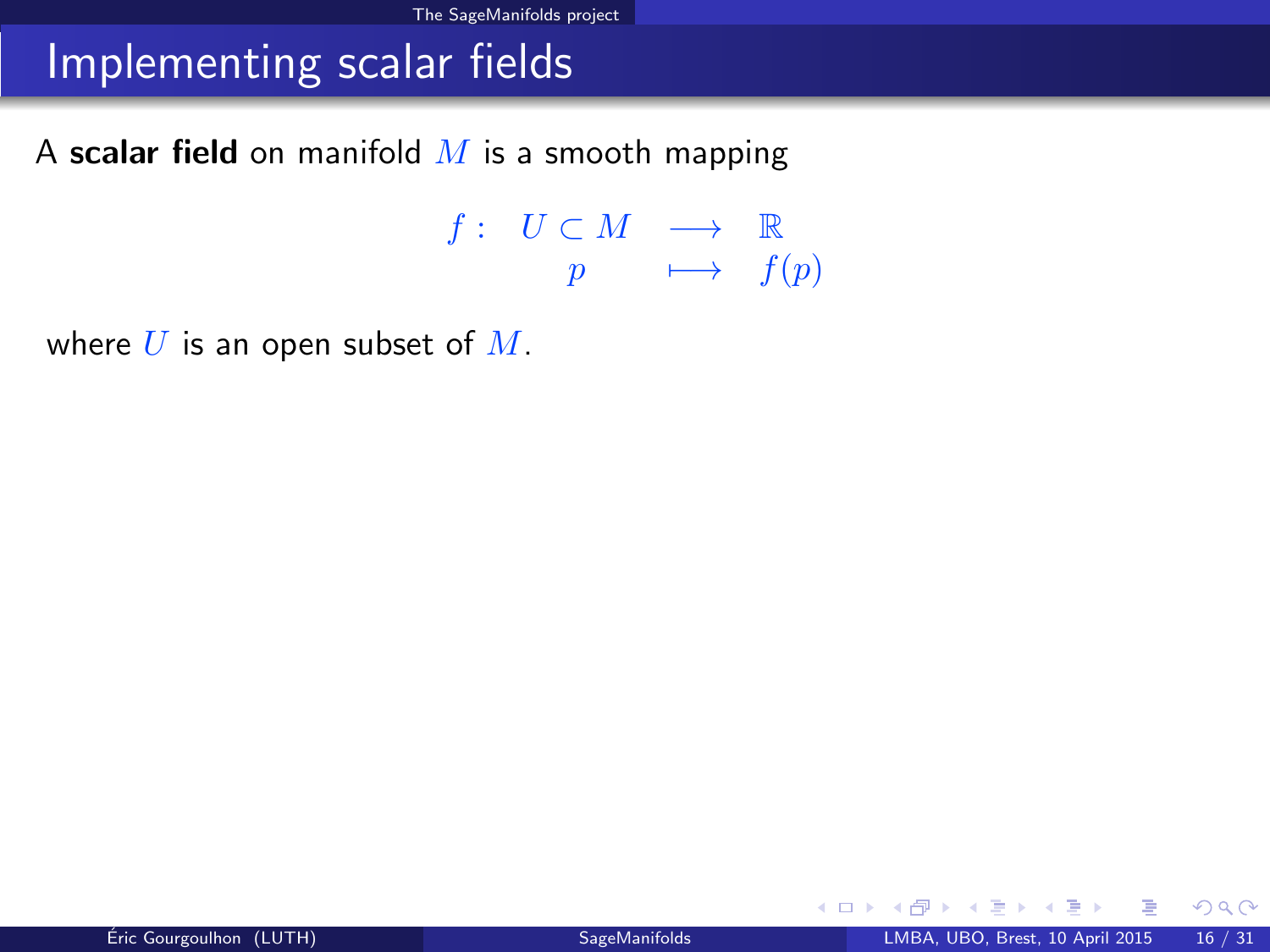# Implementing scalar fields

A **scalar field** on manifold $M$ is a smooth mapping

$$\begin{array}{rccc} f: & U \subset M & \longrightarrow & \mathbb{R} \\ & p & \longmapsto & f(p) \end{array}$$

where $U$ is an open subset of $M$.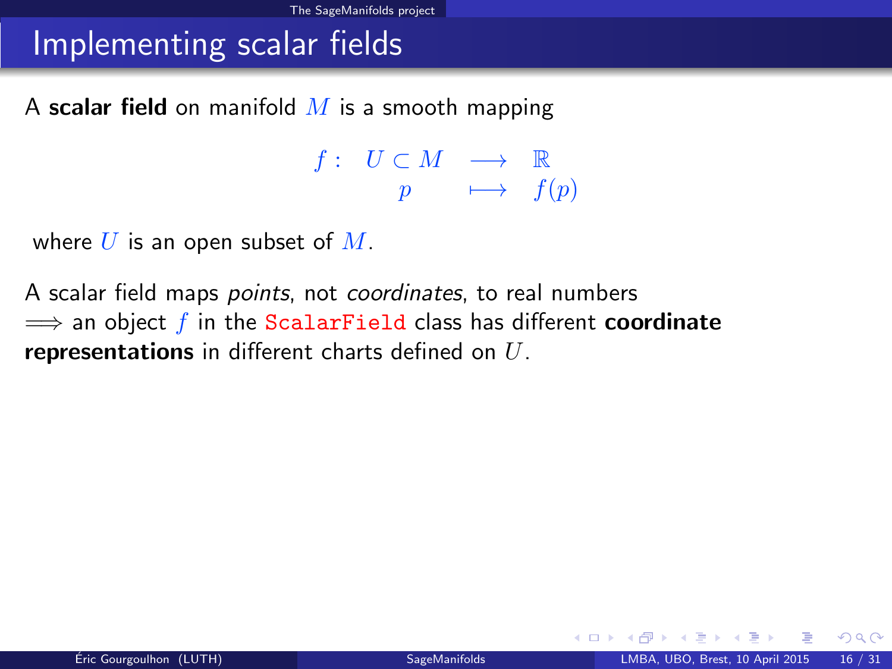# Implementing scalar fields

A **scalar field** on manifold $M$ is a smooth mapping

$$
\begin{array}{llll}
f: & U \subset M & \longrightarrow & \mathbb{R} \\
 & p & \longmapsto & f(p)
\end{array}
$$

where $U$ is an open subset of $M$.

A scalar field maps *points*, not *coordinates*, to real numbers
$\Longrightarrow$ an object $f$ in the `ScalarField` class has different **coordinate representations** in different charts defined on $U$.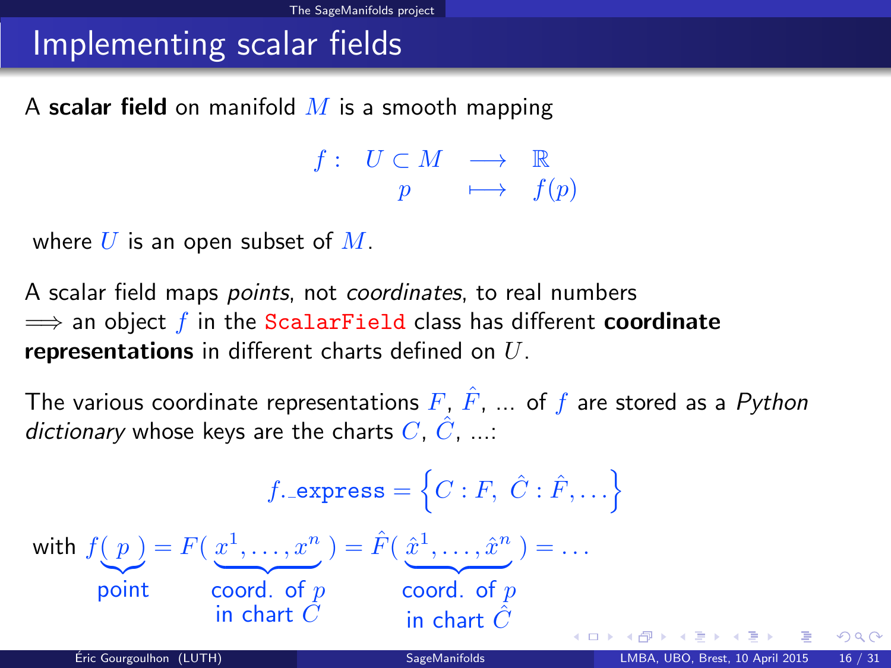# Implementing scalar fields

A **scalar field** on manifold $M$ is a smooth mapping

$$\begin{array}{llcl} f: & U \subset M & \longrightarrow & \mathbb{R} \\ & p & \longmapsto & f(p) \end{array}$$

where $U$ is an open subset of $M$.

A scalar field maps *points*, not *coordinates*, to real numbers
$\Longrightarrow$ an object $f$ in the `ScalarField` class has different **coordinate representations** in different charts defined on $U$.

The various coordinate representations $F$, $\hat{F}$, ... of $f$ are stored as a *Python dictionary* whose keys are the charts $C$, $\hat{C}$, ...:

$$f.\_\mathtt{express} = \left\{ C : F,\ \hat{C} : \hat{F}, \ldots \right\}$$

with $$f(\underbrace{\,p\,}_{\text{point}}) = F(\underbrace{x^1, \ldots, x^n}_{\substack{\text{coord. of } p \\ \text{in chart } C}}) = \hat{F}(\underbrace{\hat{x}^1, \ldots, \hat{x}^n}_{\substack{\text{coord. of } p \\ \text{in chart } \hat{C}}}) = \ldots$$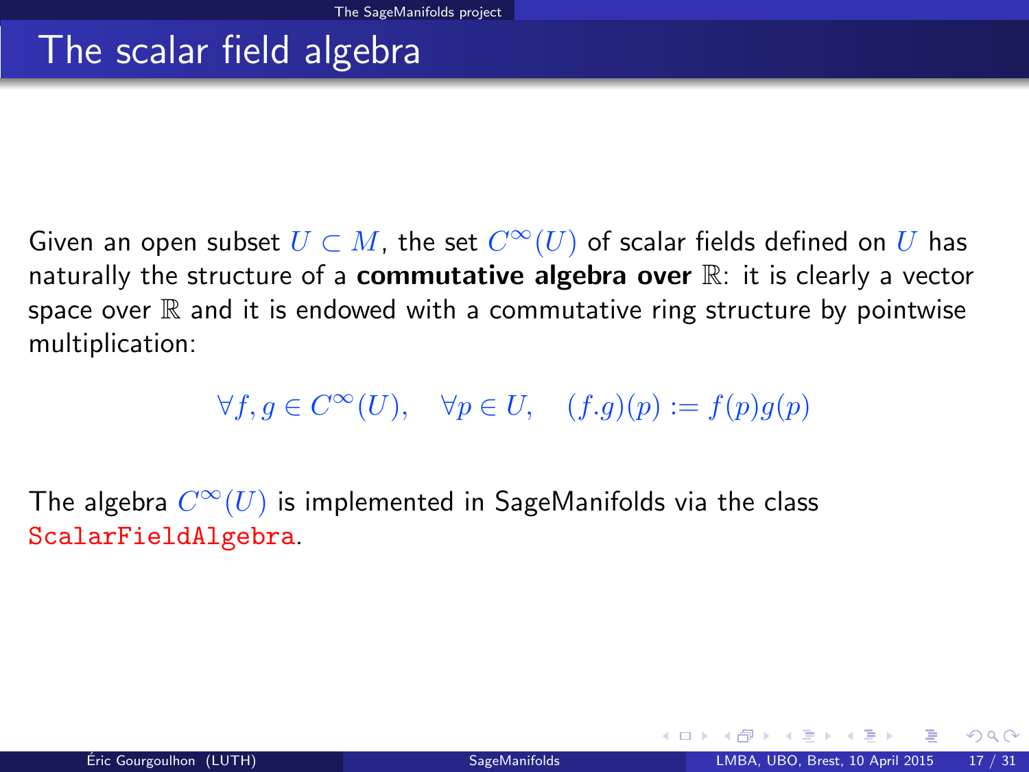# The scalar field algebra

Given an open subset $U \subset M$, the set $C^\infty(U)$ of scalar fields defined on $U$ has naturally the structure of a **commutative algebra over** $\mathbb{R}$: it is clearly a vector space over $\mathbb{R}$ and it is endowed with a commutative ring structure by pointwise multiplication:

$$\forall f, g \in C^\infty(U), \quad \forall p \in U, \quad (f.g)(p) := f(p)g(p)$$

The algebra $C^\infty(U)$ is implemented in SageManifolds via the class `ScalarFieldAlgebra`.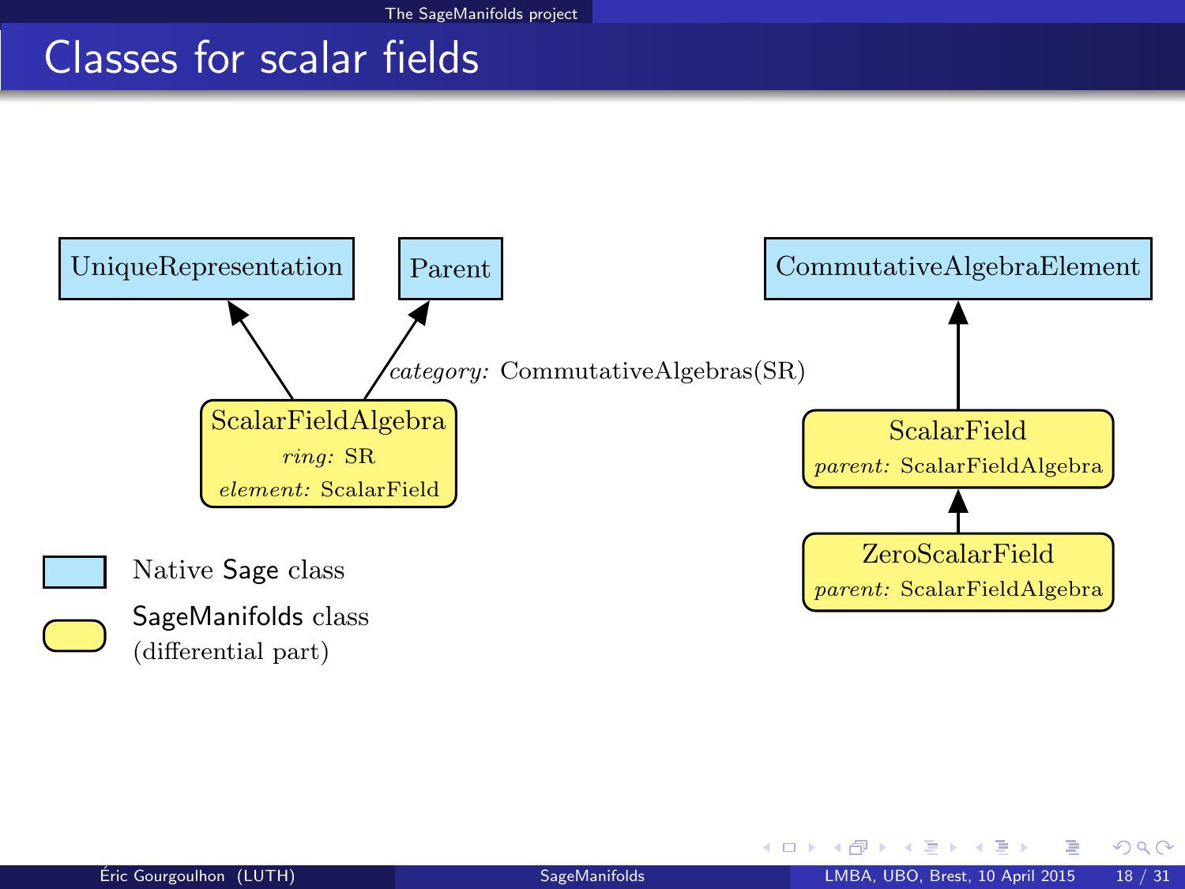# Classes for scalar fields

UniqueRepresentation

Parent

CommutativeAlgebraElement

*category:* CommutativeAlgebras(SR)

ScalarFieldAlgebra
*ring:* SR
*element:* ScalarField

ScalarField
*parent:* ScalarFieldAlgebra

ZeroScalarField
*parent:* ScalarFieldAlgebra

Native Sage class

SageManifolds class (differential part)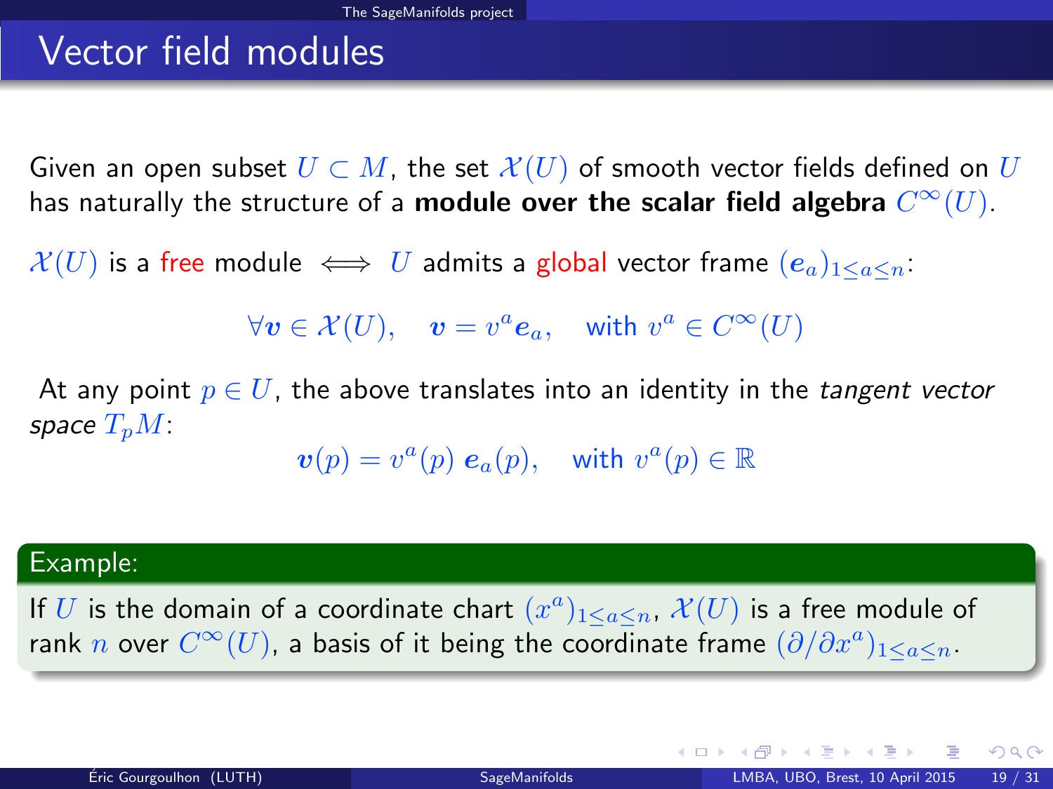# Vector field modules

Given an open subset $U \subset M$, the set $\mathcal{X}(U)$ of smooth vector fields defined on $U$ has naturally the structure of a **module over the scalar field algebra** $C^\infty(U)$.

$\mathcal{X}(U)$ is a free module $\iff$ $U$ admits a global vector frame $(\boldsymbol{e}_a)_{1\leq a\leq n}$:

$$\forall \boldsymbol{v} \in \mathcal{X}(U), \quad \boldsymbol{v} = v^a \boldsymbol{e}_a, \quad \text{with } v^a \in C^\infty(U)$$

At any point $p \in U$, the above translates into an identity in the *tangent vector space* $T_pM$:

$$\boldsymbol{v}(p) = v^a(p)\, \boldsymbol{e}_a(p), \quad \text{with } v^a(p) \in \mathbb{R}$$

**Example:**

If $U$ is the domain of a coordinate chart $(x^a)_{1\leq a\leq n}$, $\mathcal{X}(U)$ is a free module of rank $n$ over $C^\infty(U)$, a basis of it being the coordinate frame $(\partial/\partial x^a)_{1\leq a\leq n}$.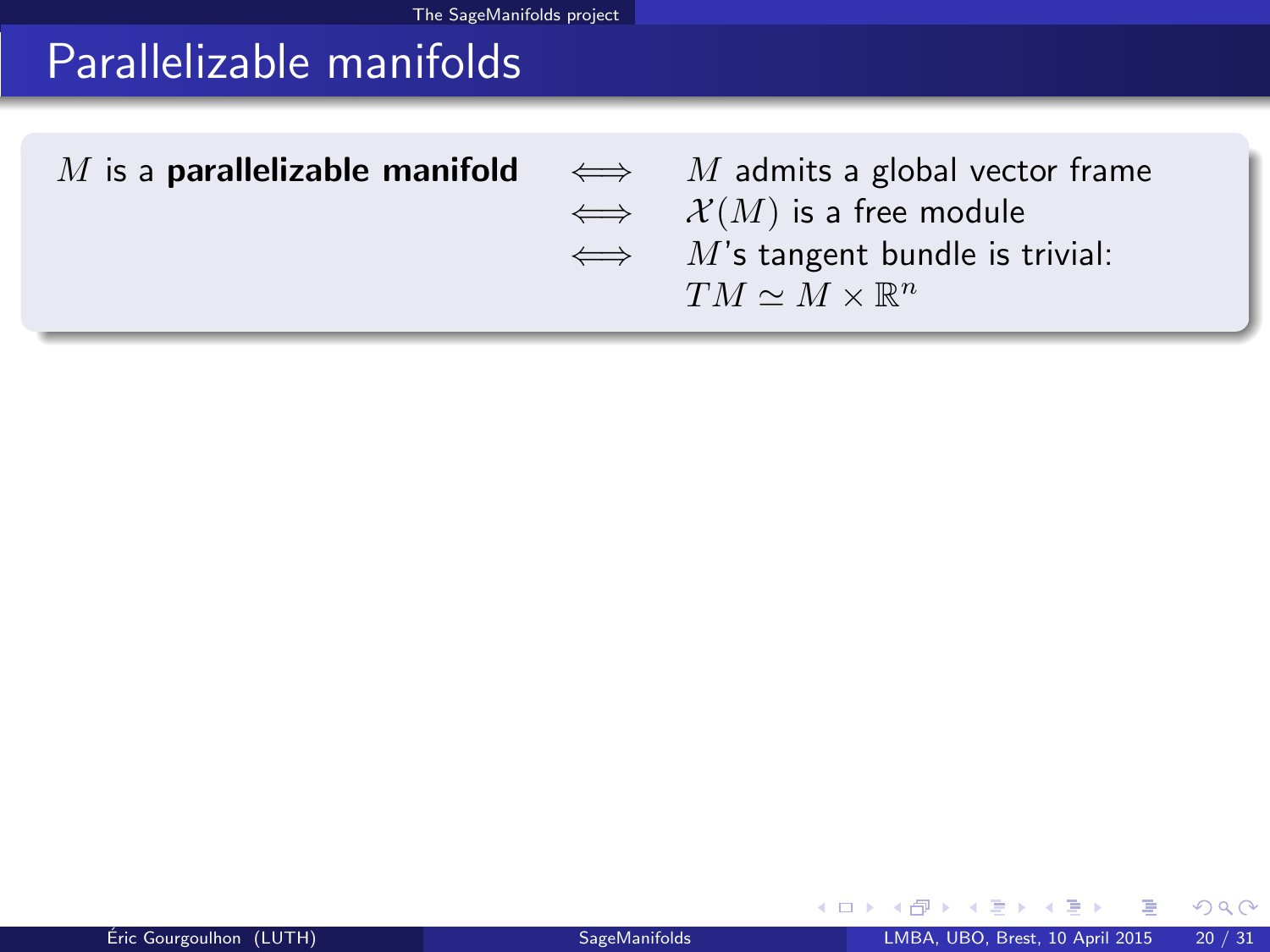# Parallelizable manifolds

$M$ is a **parallelizable manifold** $\iff$ $M$ admits a global vector frame
$\iff$ $\mathcal{X}(M)$ is a free module
$\iff$ $M$'s tangent bundle is trivial: $TM \simeq M \times \mathbb{R}^n$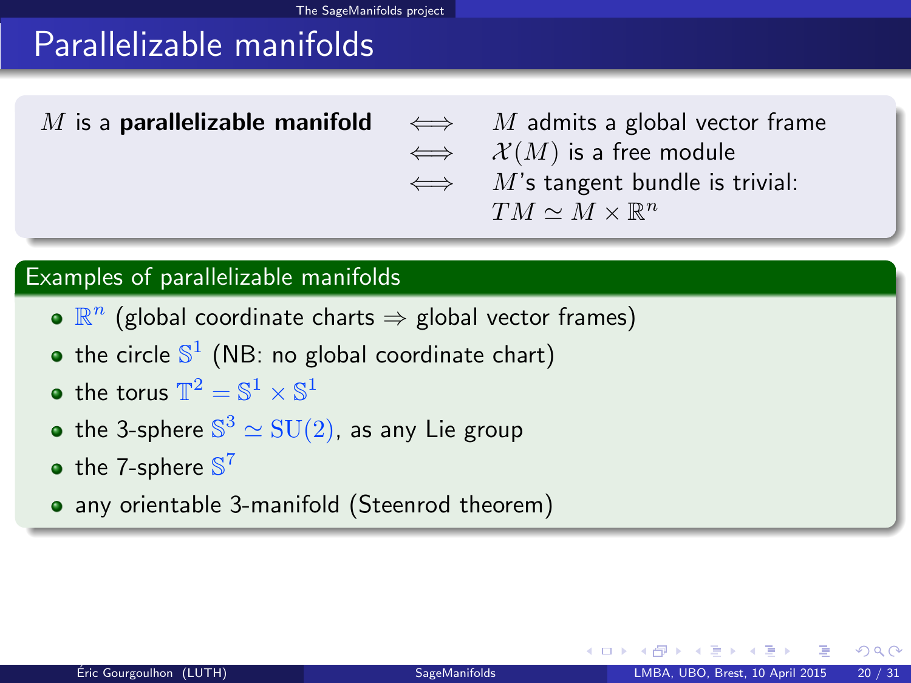# Parallelizable manifolds

$M$ is a **parallelizable manifold** $\iff$ $M$ admits a global vector frame
$\iff$ $\mathcal{X}(M)$ is a free module
$\iff$ $M$'s tangent bundle is trivial: $TM \simeq M \times \mathbb{R}^n$

## Examples of parallelizable manifolds

- $\mathbb{R}^n$ (global coordinate charts $\Rightarrow$ global vector frames)
- the circle $\mathbb{S}^1$ (NB: no global coordinate chart)
- the torus $\mathbb{T}^2 = \mathbb{S}^1 \times \mathbb{S}^1$
- the 3-sphere $\mathbb{S}^3 \simeq \mathrm{SU}(2)$, as any Lie group
- the 7-sphere $\mathbb{S}^7$
- any orientable 3-manifold (Steenrod theorem)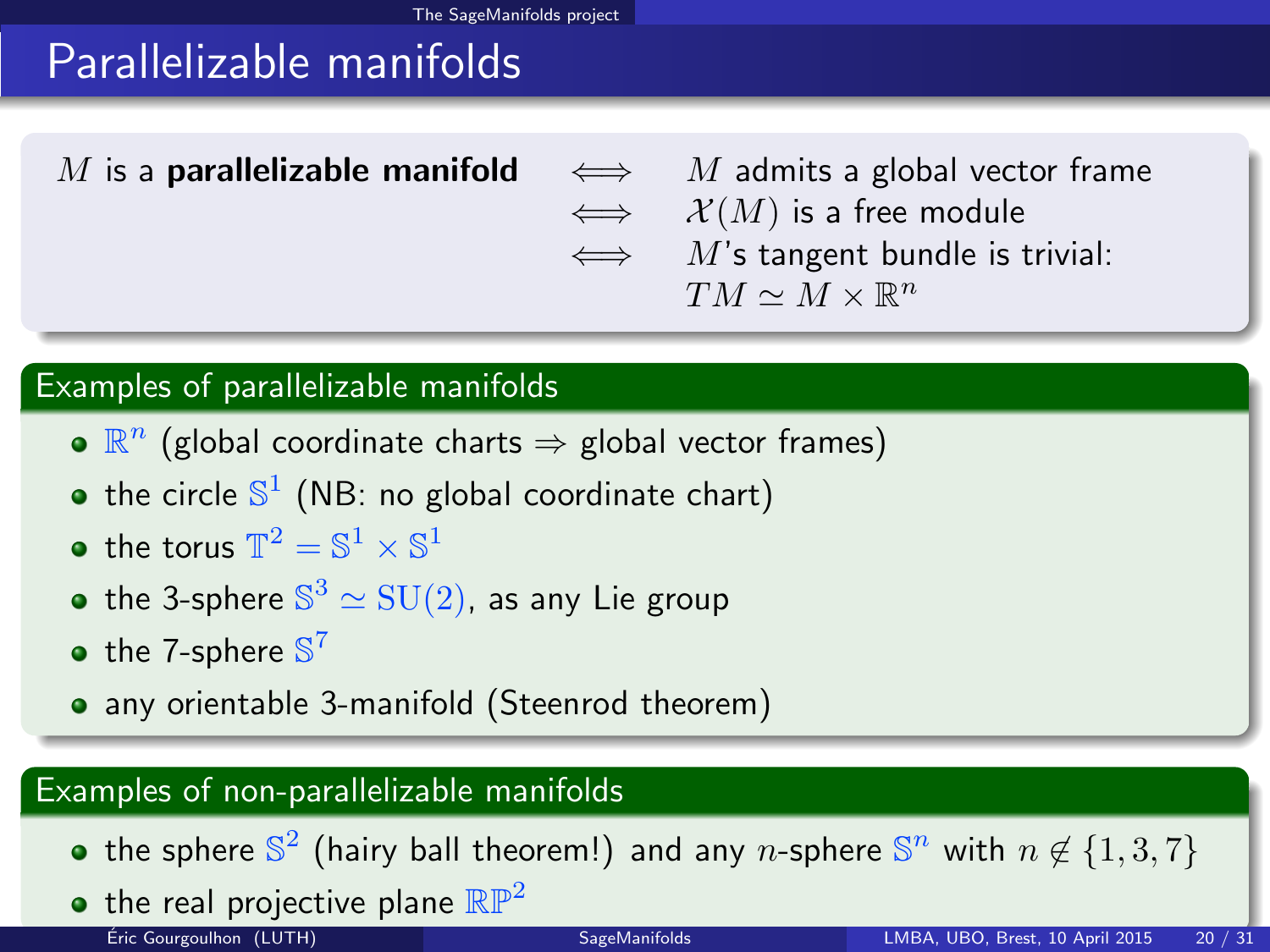# Parallelizable manifolds

$M$ is a **parallelizable manifold** $\iff$ $M$ admits a global vector frame
$\iff$ $\mathcal{X}(M)$ is a free module
$\iff$ $M$'s tangent bundle is trivial: $TM \simeq M \times \mathbb{R}^n$

## Examples of parallelizable manifolds

- $\mathbb{R}^n$ (global coordinate charts $\Rightarrow$ global vector frames)
- the circle $\mathbb{S}^1$ (NB: no global coordinate chart)
- the torus $\mathbb{T}^2 = \mathbb{S}^1 \times \mathbb{S}^1$
- the 3-sphere $\mathbb{S}^3 \simeq \mathrm{SU}(2)$, as any Lie group
- the 7-sphere $\mathbb{S}^7$
- any orientable 3-manifold (Steenrod theorem)

## Examples of non-parallelizable manifolds

- the sphere $\mathbb{S}^2$ (hairy ball theorem!) and any $n$-sphere $\mathbb{S}^n$ with $n \notin \{1, 3, 7\}$
- the real projective plane $\mathbb{RP}^2$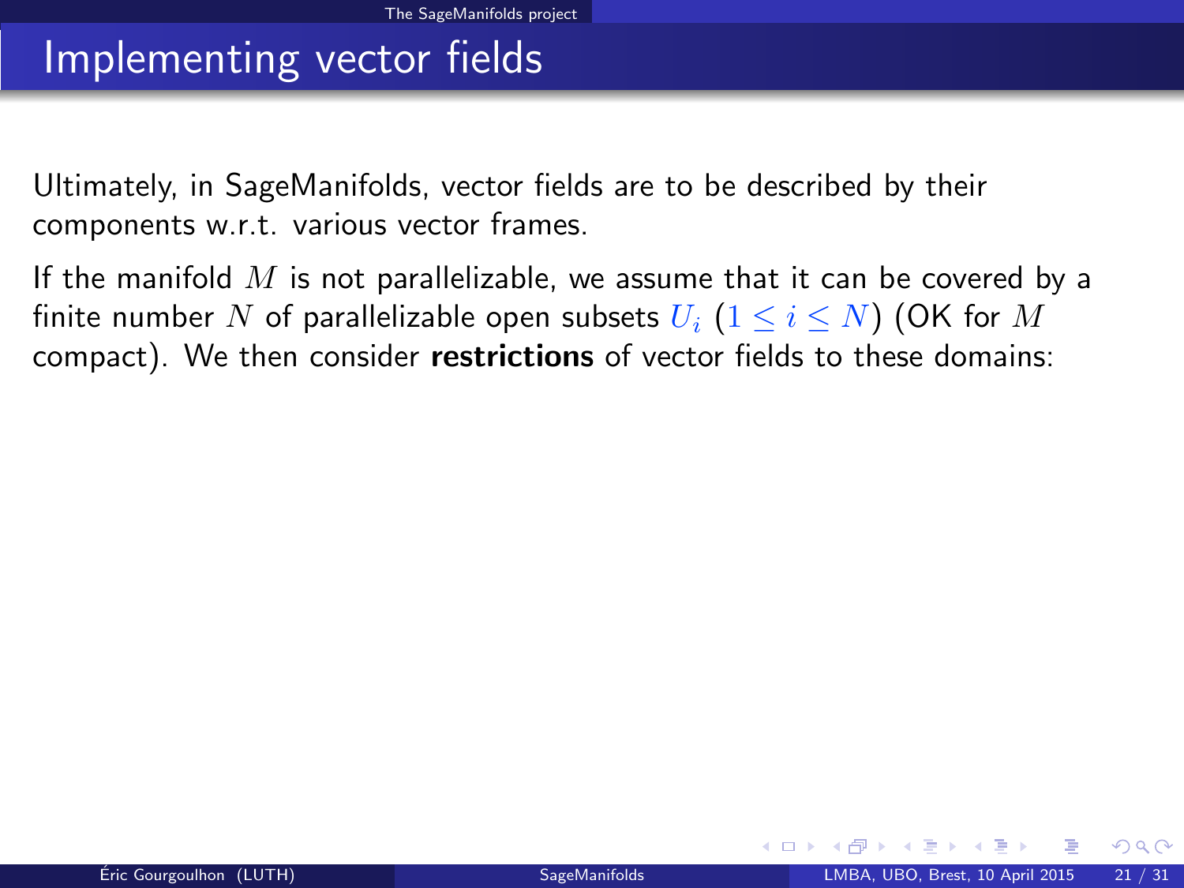# Implementing vector fields

Ultimately, in SageManifolds, vector fields are to be described by their components w.r.t. various vector frames.

If the manifold $M$ is not parallelizable, we assume that it can be covered by a finite number $N$ of parallelizable open subsets $U_i$ ($1 \leq i \leq N$) (OK for $M$ compact). We then consider **restrictions** of vector fields to these domains: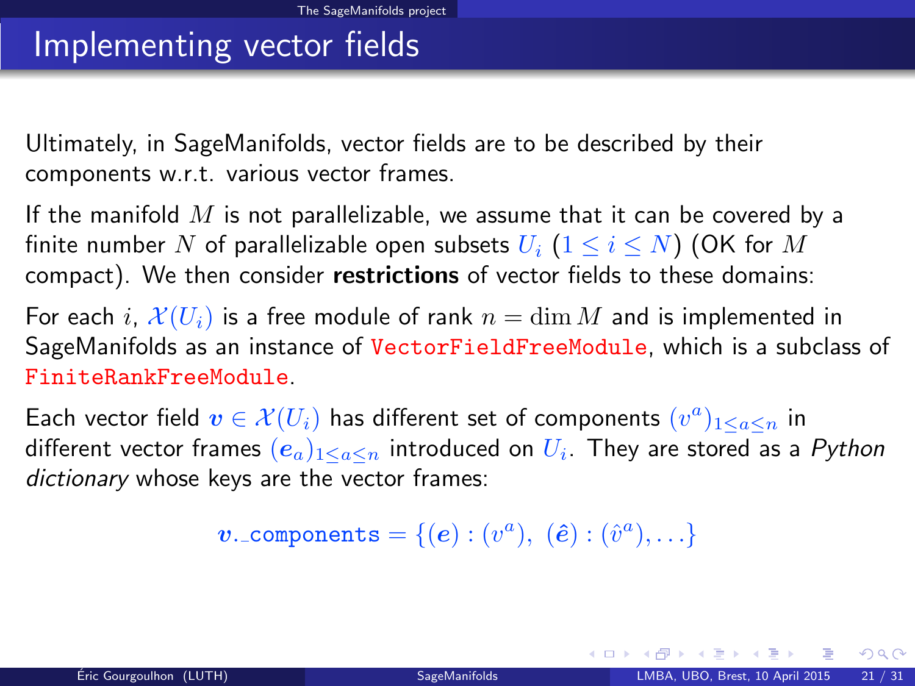# Implementing vector fields

Ultimately, in SageManifolds, vector fields are to be described by their components w.r.t. various vector frames.

If the manifold $M$ is not parallelizable, we assume that it can be covered by a finite number $N$ of parallelizable open subsets $U_i$ ($1 \leq i \leq N$) (OK for $M$ compact). We then consider **restrictions** of vector fields to these domains:

For each $i$, $\mathcal{X}(U_i)$ is a free module of rank $n = \dim M$ and is implemented in SageManifolds as an instance of `VectorFieldFreeModule`, which is a subclass of `FiniteRankFreeModule`.

Each vector field $\boldsymbol{v} \in \mathcal{X}(U_i)$ has different set of components $(v^a)_{1 \leq a \leq n}$ in different vector frames $(\boldsymbol{e}_a)_{1 \leq a \leq n}$ introduced on $U_i$. They are stored as a *Python dictionary* whose keys are the vector frames:

$$\boldsymbol{v}.\texttt{\_components} = \{(\boldsymbol{e}) : (v^a),\ (\hat{\boldsymbol{e}}) : (\hat{v}^a), \ldots\}$$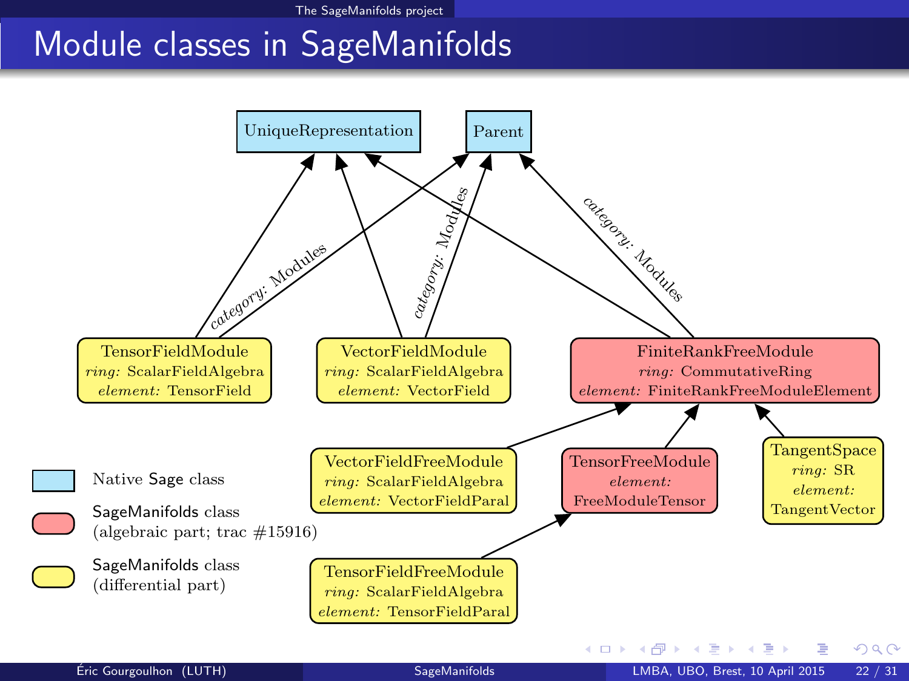# Module classes in SageManifolds

UniqueRepresentation

Parent

*category:* Modules

*category:* Modules

*category:* Modules

TensorFieldModule
*ring:* ScalarFieldAlgebra
*element:* TensorField

VectorFieldModule
*ring:* ScalarFieldAlgebra
*element:* VectorField

FiniteRankFreeModule
*ring:* CommutativeRing
*element:* FiniteRankFreeModuleElement

VectorFieldFreeModule
*ring:* ScalarFieldAlgebra
*element:* VectorFieldParal

TensorFreeModule
*element:*
FreeModuleTensor

TangentSpace
*ring:* SR
*element:*
TangentVector

TensorFieldFreeModule
*ring:* ScalarFieldAlgebra
*element:* TensorFieldParal

Native Sage class

SageManifolds class
(algebraic part; trac #15916)

SageManifolds class
(differential part)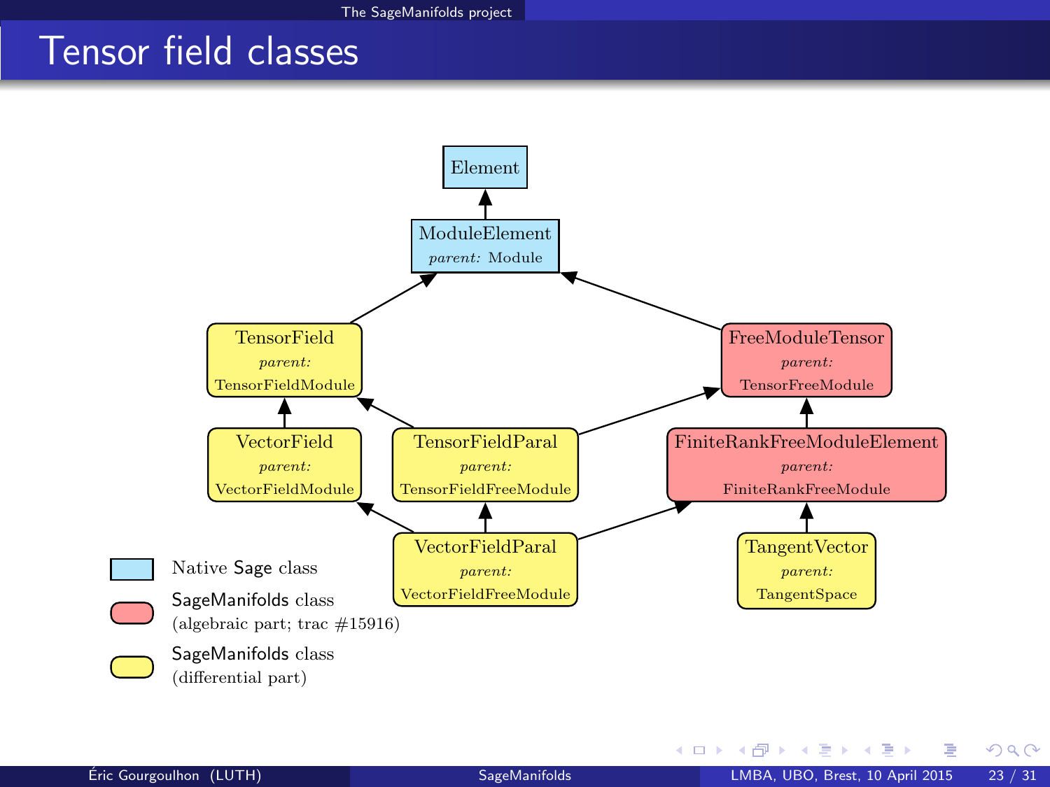# Tensor field classes

Element

ModuleElement
*parent:* Module

TensorField
*parent:* TensorFieldModule

FreeModuleTensor
*parent:* TensorFreeModule

VectorField
*parent:* VectorFieldModule

TensorFieldParal
*parent:* TensorFieldFreeModule

FiniteRankFreeModuleElement
*parent:* FiniteRankFreeModule

VectorFieldParal
*parent:* VectorFieldFreeModule

TangentVector
*parent:* TangentSpace

- Native Sage class
- SageManifolds class (algebraic part; trac #15916)
- SageManifolds class (differential part)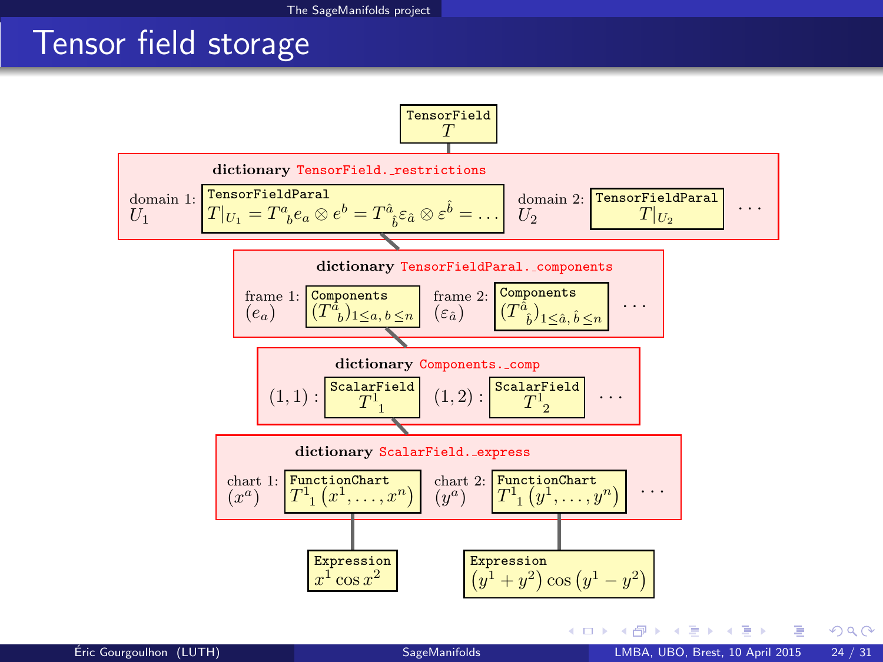# Tensor field storage

**TensorField**
$T$

**dictionary** `TensorField._restrictions`

domain 1: $U_1$ — `TensorFieldParal` $T|_{U_1} = T^a{}_b e_a \otimes e^b = T^{\hat{a}}{}_{\hat{b}} \varepsilon_{\hat{a}} \otimes \varepsilon^{\hat{b}} = \ldots$

domain 2: $U_2$ — `TensorFieldParal` $T|_{U_2}$

$\ldots$

**dictionary** `TensorFieldParal._components`

frame 1: $(e_a)$ — `Components` $(T^a{}_b)_{1 \leq a,\, b \leq n}$

frame 2: $(\varepsilon_{\hat{a}})$ — `Components` $(T^{\hat{a}}{}_{\hat{b}})_{1 \leq \hat{a},\, \hat{b} \leq n}$

$\ldots$

**dictionary** `Components._comp`

$(1,1)$ : `ScalarField` $T^1{}_1$

$(1,2)$ : `ScalarField` $T^1{}_2$

$\ldots$

**dictionary** `ScalarField._express`

chart 1: $(x^a)$ — `FunctionChart` $T^1{}_1\left(x^1, \ldots, x^n\right)$

chart 2: $(y^a)$ — `FunctionChart` $T^1{}_1\left(y^1, \ldots, y^n\right)$

$\ldots$

`Expression` $x^1 \cos x^2$

`Expression` $\left(y^1 + y^2\right) \cos\left(y^1 - y^2\right)$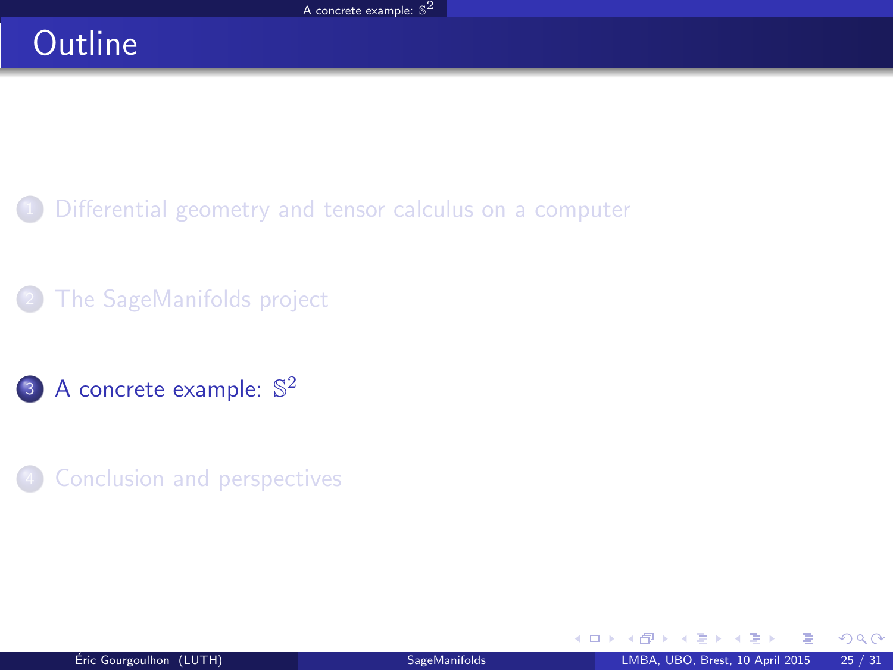# Outline

1. Differential geometry and tensor calculus on a computer

2. The SageManifolds project

3. A concrete example: $\mathbb{S}^2$

4. Conclusion and perspectives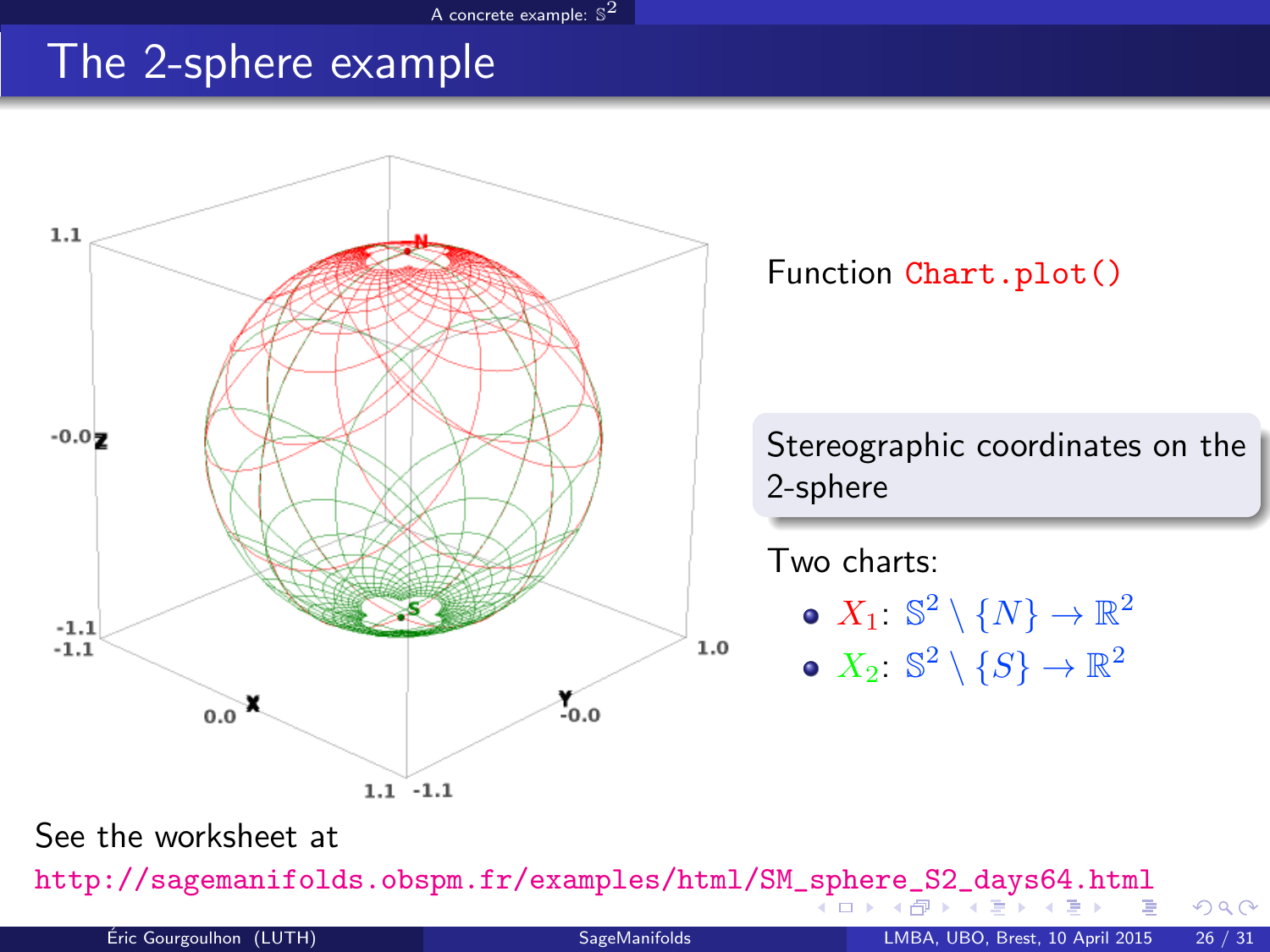# The 2-sphere example

Function `Chart.plot()`

Stereographic coordinates on the 2-sphere

Two charts:

- $X_1$: $\mathbb{S}^2 \setminus \{N\} \to \mathbb{R}^2$
- $X_2$: $\mathbb{S}^2 \setminus \{S\} \to \mathbb{R}^2$

See the worksheet at

http://sagemanifolds.obspm.fr/examples/html/SM_sphere_S2_days64.html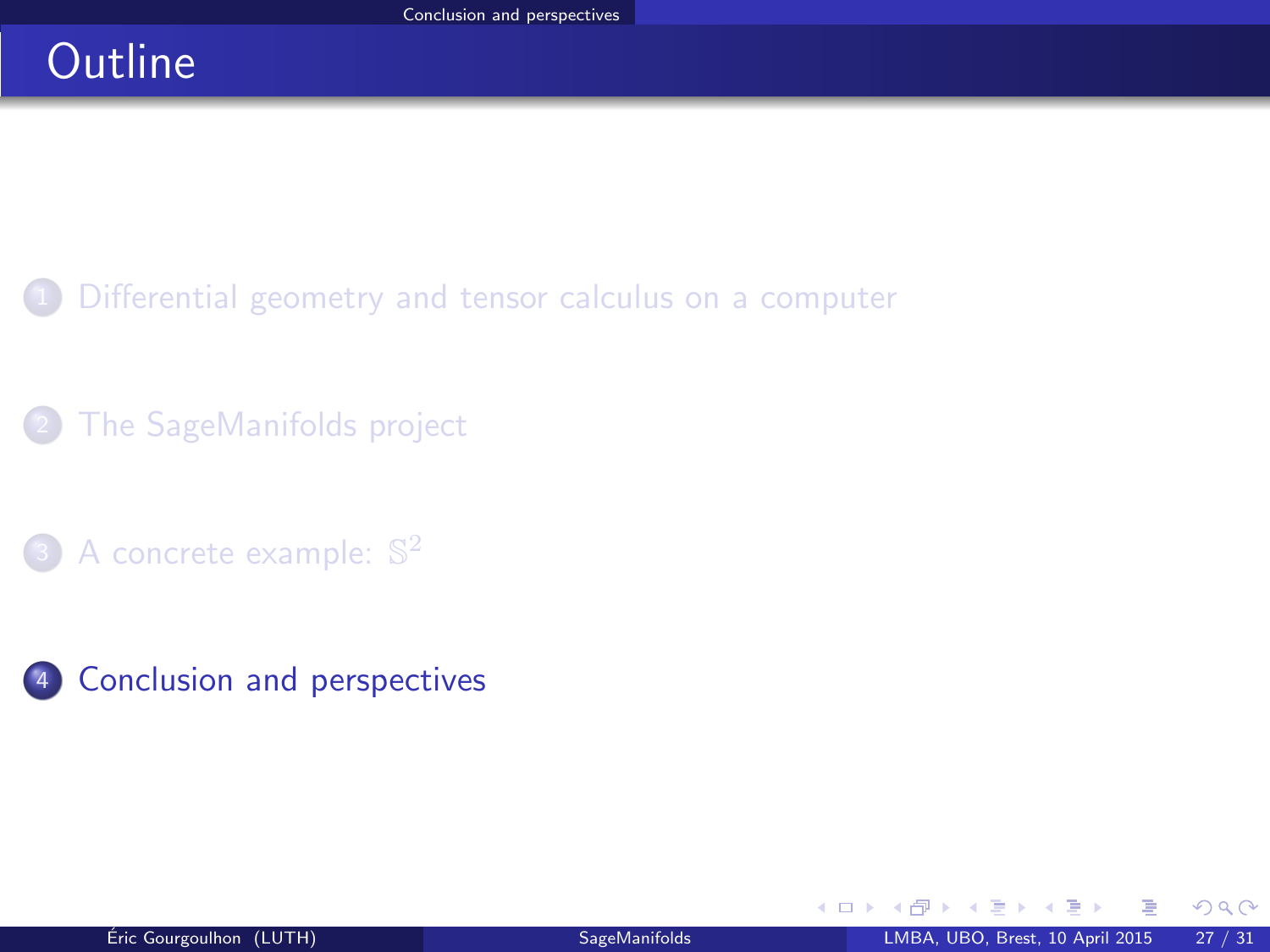# Outline

1. Differential geometry and tensor calculus on a computer
2. The SageManifolds project
3. A concrete example: $\mathbb{S}^2$
4. Conclusion and perspectives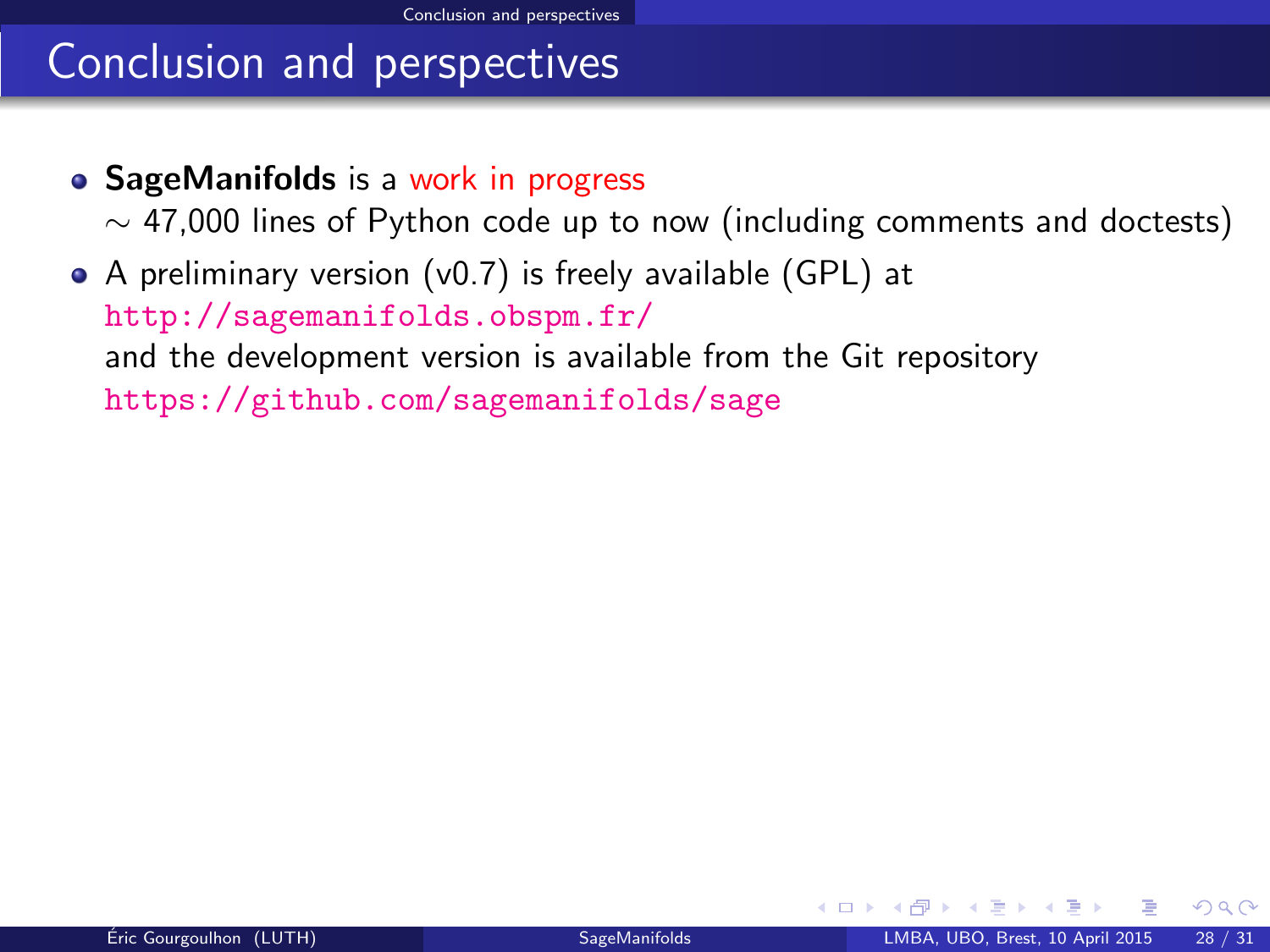# Conclusion and perspectives

- **SageManifolds** is a work in progress
  $\sim$ 47,000 lines of Python code up to now (including comments and doctests)
- A preliminary version (v0.7) is freely available (GPL) at
  `http://sagemanifolds.obspm.fr/`
  and the development version is available from the Git repository
  `https://github.com/sagemanifolds/sage`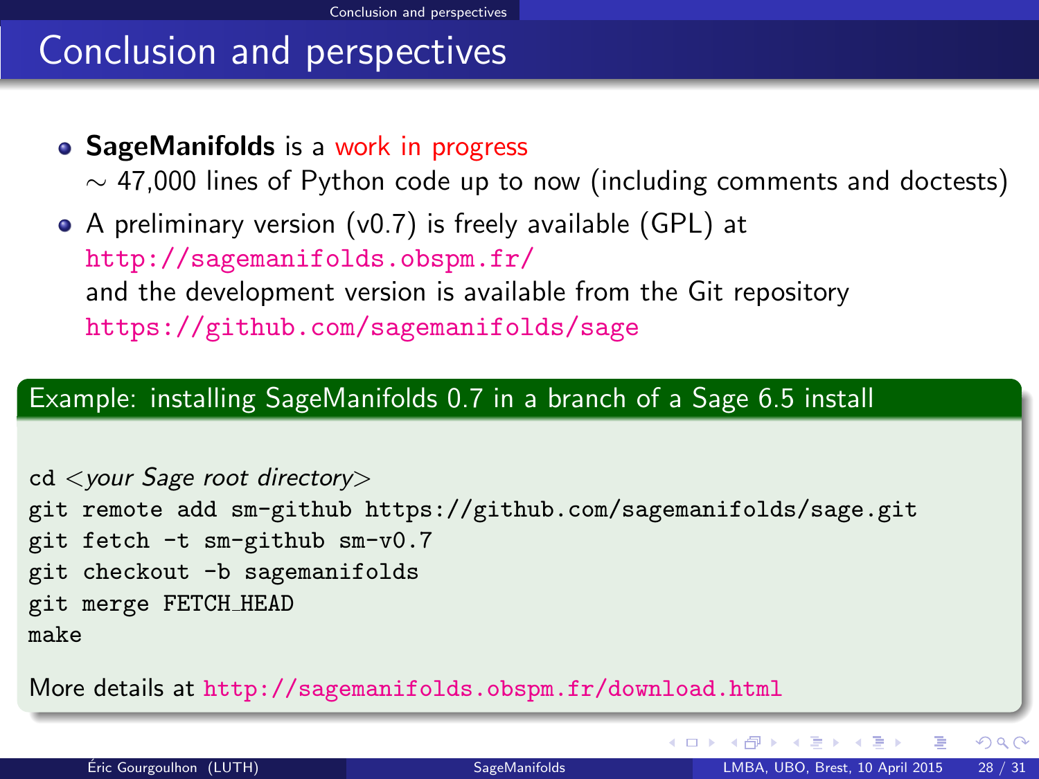# Conclusion and perspectives

- **SageManifolds** is a work in progress
  $\sim$ 47,000 lines of Python code up to now (including comments and doctests)
- A preliminary version (v0.7) is freely available (GPL) at
  http://sagemanifolds.obspm.fr/
  and the development version is available from the Git repository
  https://github.com/sagemanifolds/sage

### Example: installing SageManifolds 0.7 in a branch of a Sage 6.5 install

```
cd <your Sage root directory>
git remote add sm-github https://github.com/sagemanifolds/sage.git
git fetch -t sm-github sm-v0.7
git checkout -b sagemanifolds
git merge FETCH_HEAD
make
```

More details at http://sagemanifolds.obspm.fr/download.html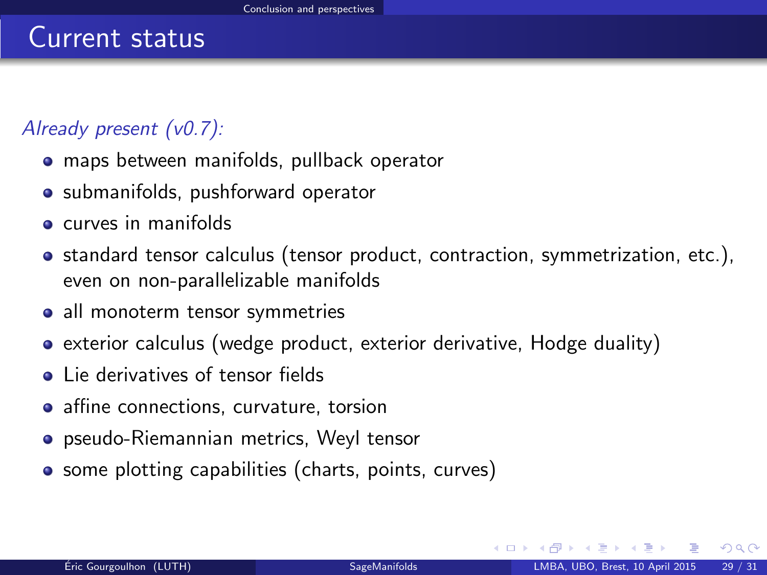# Current status

*Already present (v0.7):*

- maps between manifolds, pullback operator
- submanifolds, pushforward operator
- curves in manifolds
- standard tensor calculus (tensor product, contraction, symmetrization, etc.), even on non-parallelizable manifolds
- all monoterm tensor symmetries
- exterior calculus (wedge product, exterior derivative, Hodge duality)
- Lie derivatives of tensor fields
- affine connections, curvature, torsion
- pseudo-Riemannian metrics, Weyl tensor
- some plotting capabilities (charts, points, curves)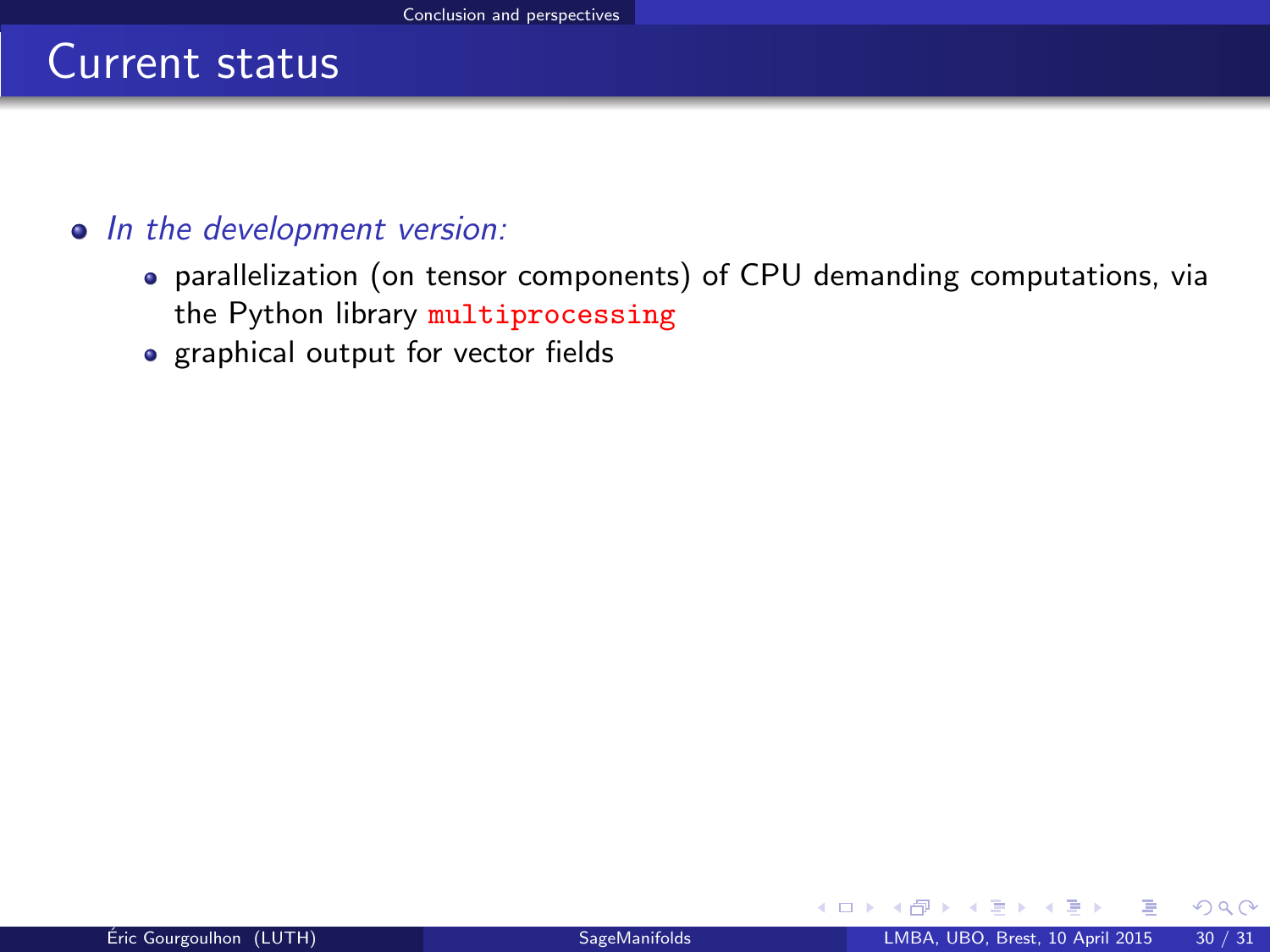# Current status

- *In the development version:*
  - parallelization (on tensor components) of CPU demanding computations, via the Python library `multiprocessing`
  - graphical output for vector fields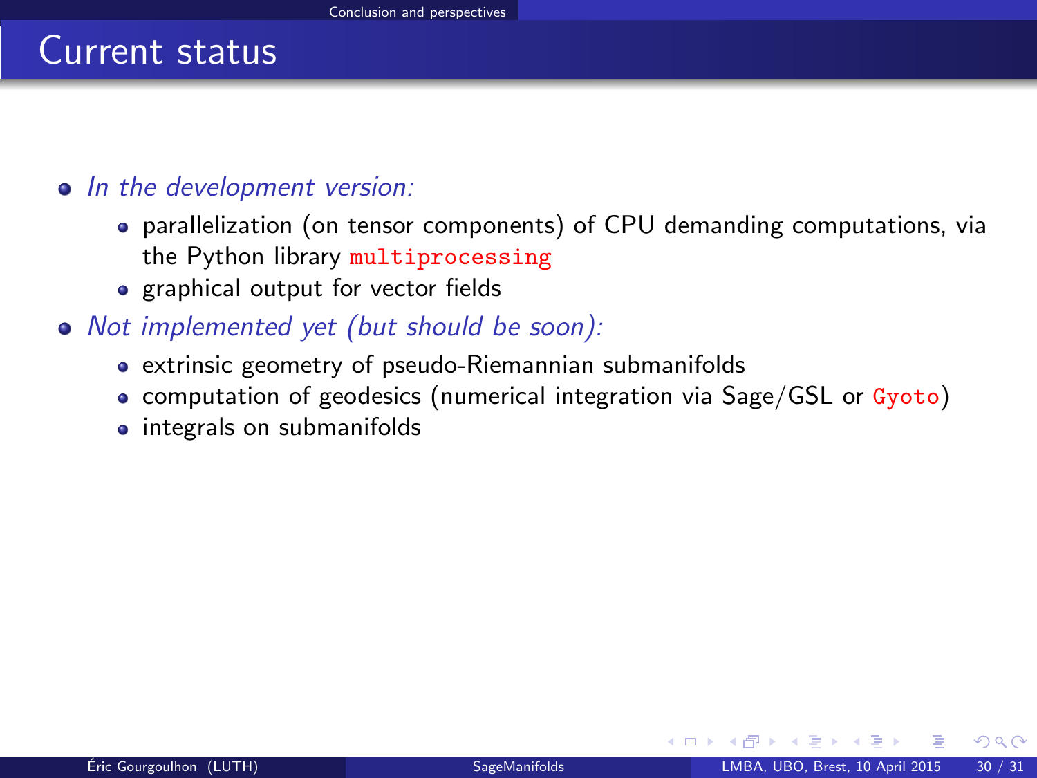# Current status

- *In the development version:*
  - parallelization (on tensor components) of CPU demanding computations, via the Python library `multiprocessing`
  - graphical output for vector fields
- *Not implemented yet (but should be soon):*
  - extrinsic geometry of pseudo-Riemannian submanifolds
  - computation of geodesics (numerical integration via Sage/GSL or `Gyoto`)
  - integrals on submanifolds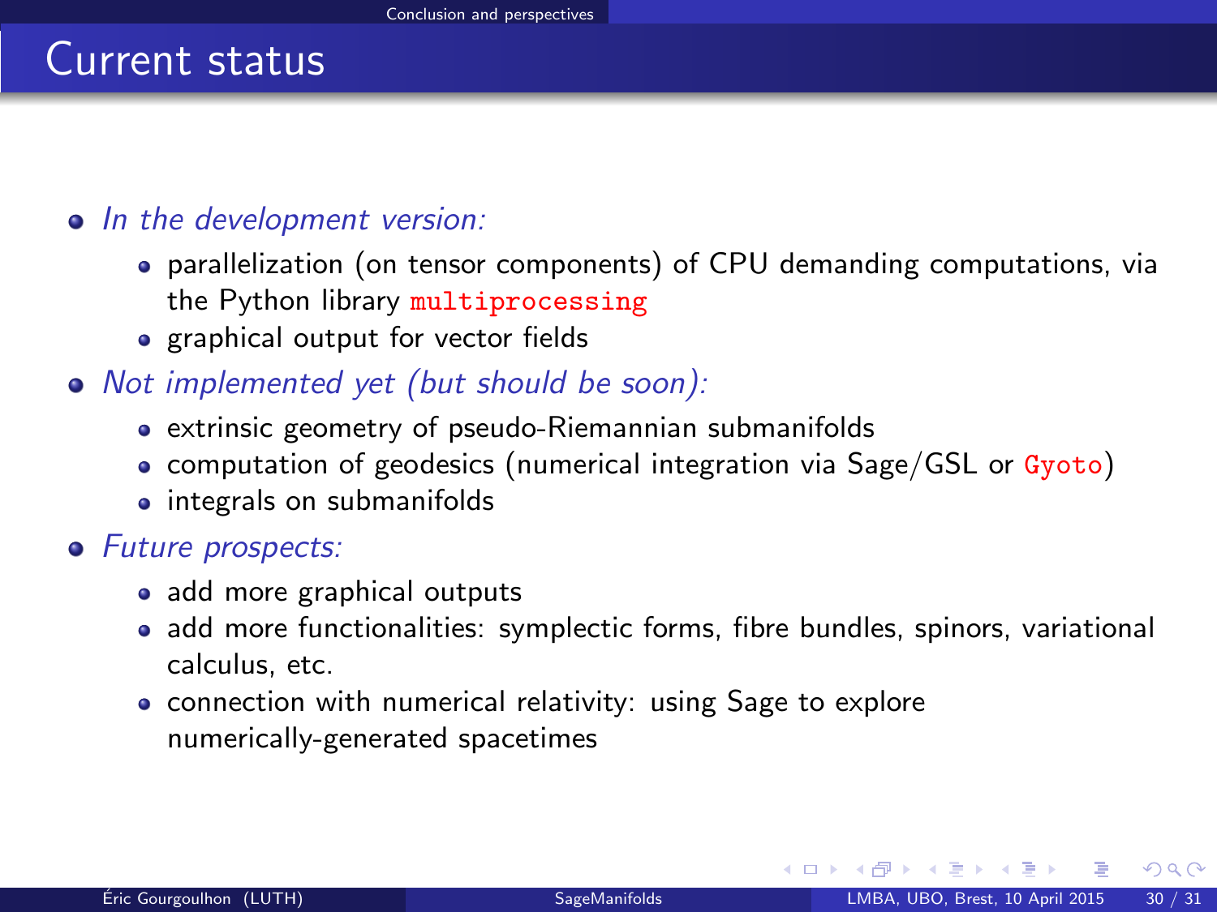# Current status

- *In the development version:*
  - parallelization (on tensor components) of CPU demanding computations, via the Python library `multiprocessing`
  - graphical output for vector fields
- *Not implemented yet (but should be soon):*
  - extrinsic geometry of pseudo-Riemannian submanifolds
  - computation of geodesics (numerical integration via Sage/GSL or `Gyoto`)
  - integrals on submanifolds
- *Future prospects:*
  - add more graphical outputs
  - add more functionalities: symplectic forms, fibre bundles, spinors, variational calculus, etc.
  - connection with numerical relativity: using Sage to explore numerically-generated spacetimes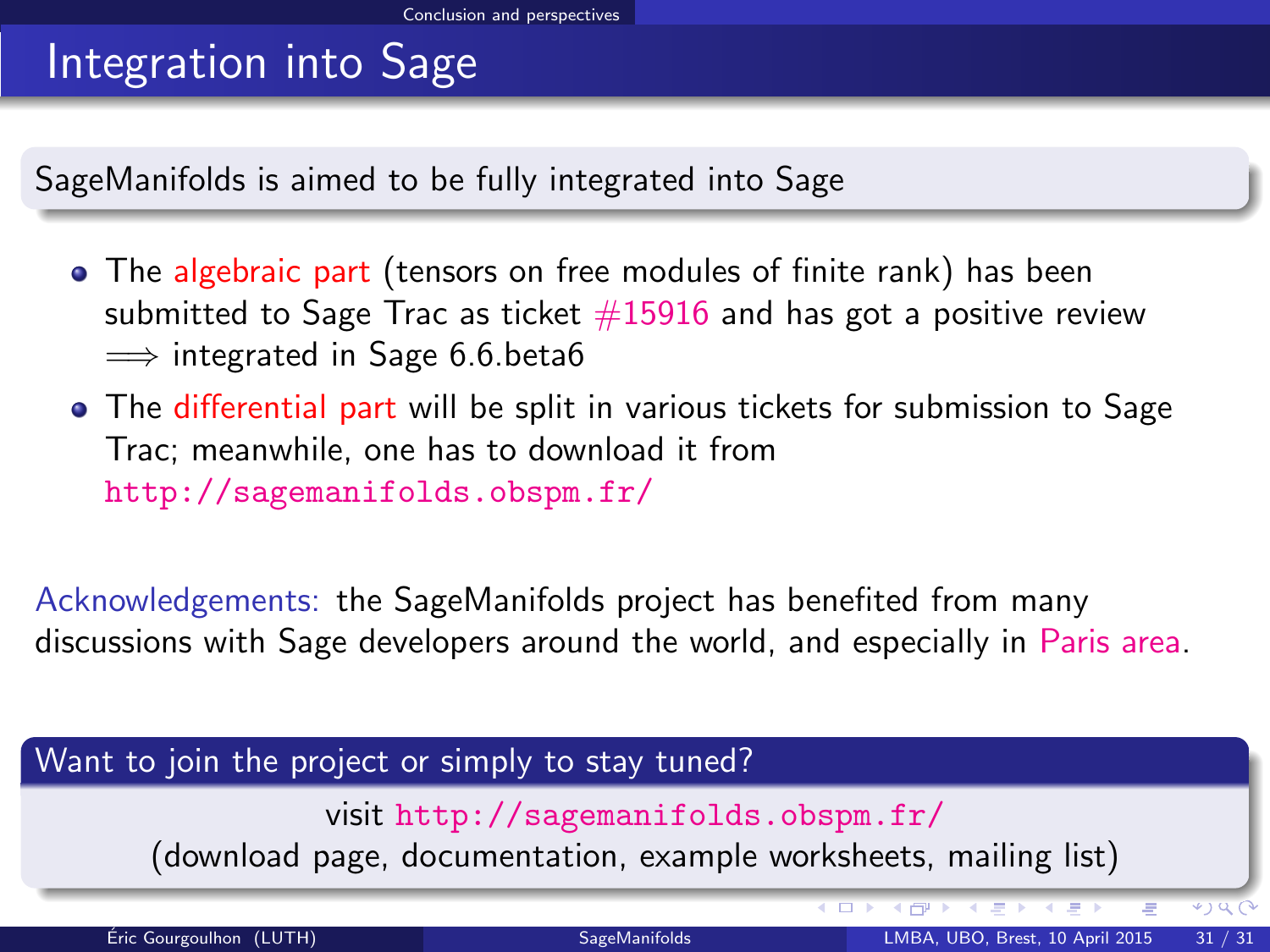# Integration into Sage

SageManifolds is aimed to be fully integrated into Sage

- The algebraic part (tensors on free modules of finite rank) has been submitted to Sage Trac as ticket #15916 and has got a positive review $\Longrightarrow$ integrated in Sage 6.6.beta6
- The differential part will be split in various tickets for submission to Sage Trac; meanwhile, one has to download it from http://sagemanifolds.obspm.fr/

Acknowledgements: the SageManifolds project has benefited from many discussions with Sage developers around the world, and especially in Paris area.

**Want to join the project or simply to stay tuned?**

visit http://sagemanifolds.obspm.fr/
(download page, documentation, example worksheets, mailing list)